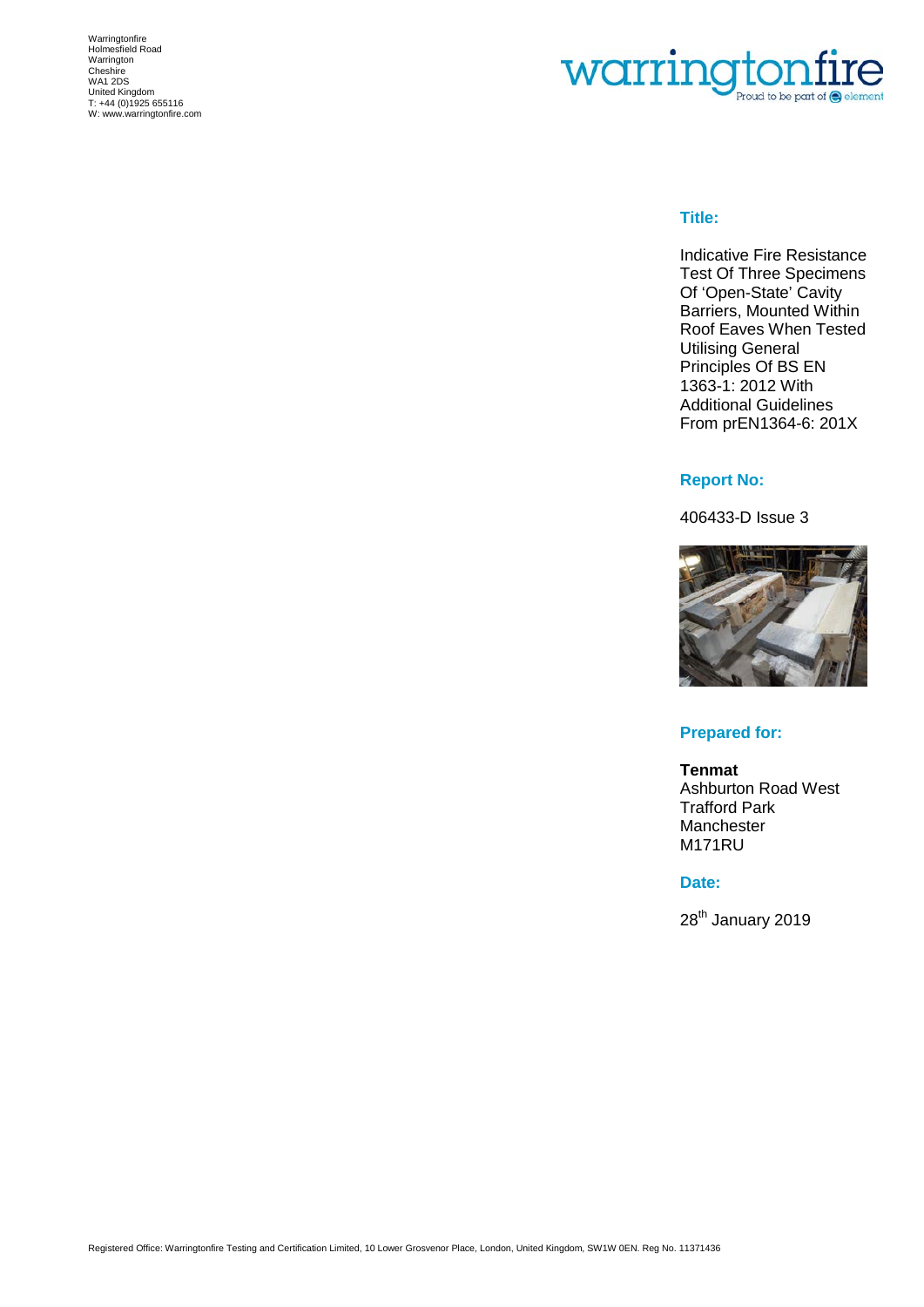Warringtonfire
Holmesfield Road
Warrington
Cheshire
WA1 2DS
United Kingdom
T: +44 (0)1925 655116
W: www.warringtonfire.com

warringtonfire
Proud to be part of element

## Title:

Indicative Fire Resistance Test Of Three Specimens Of 'Open-State' Cavity Barriers, Mounted Within Roof Eaves When Tested Utilising General Principles Of BS EN 1363-1: 2012 With Additional Guidelines From prEN1364-6: 201X

## Report No:

406433-D Issue 3

## Prepared for:

**Tenmat**
Ashburton Road West
Trafford Park
Manchester
M171RU

## Date:

28th January 2019

Registered Office: Warringtonfire Testing and Certification Limited, 10 Lower Grosvenor Place, London, United Kingdom, SW1W 0EN. Reg No. 11371436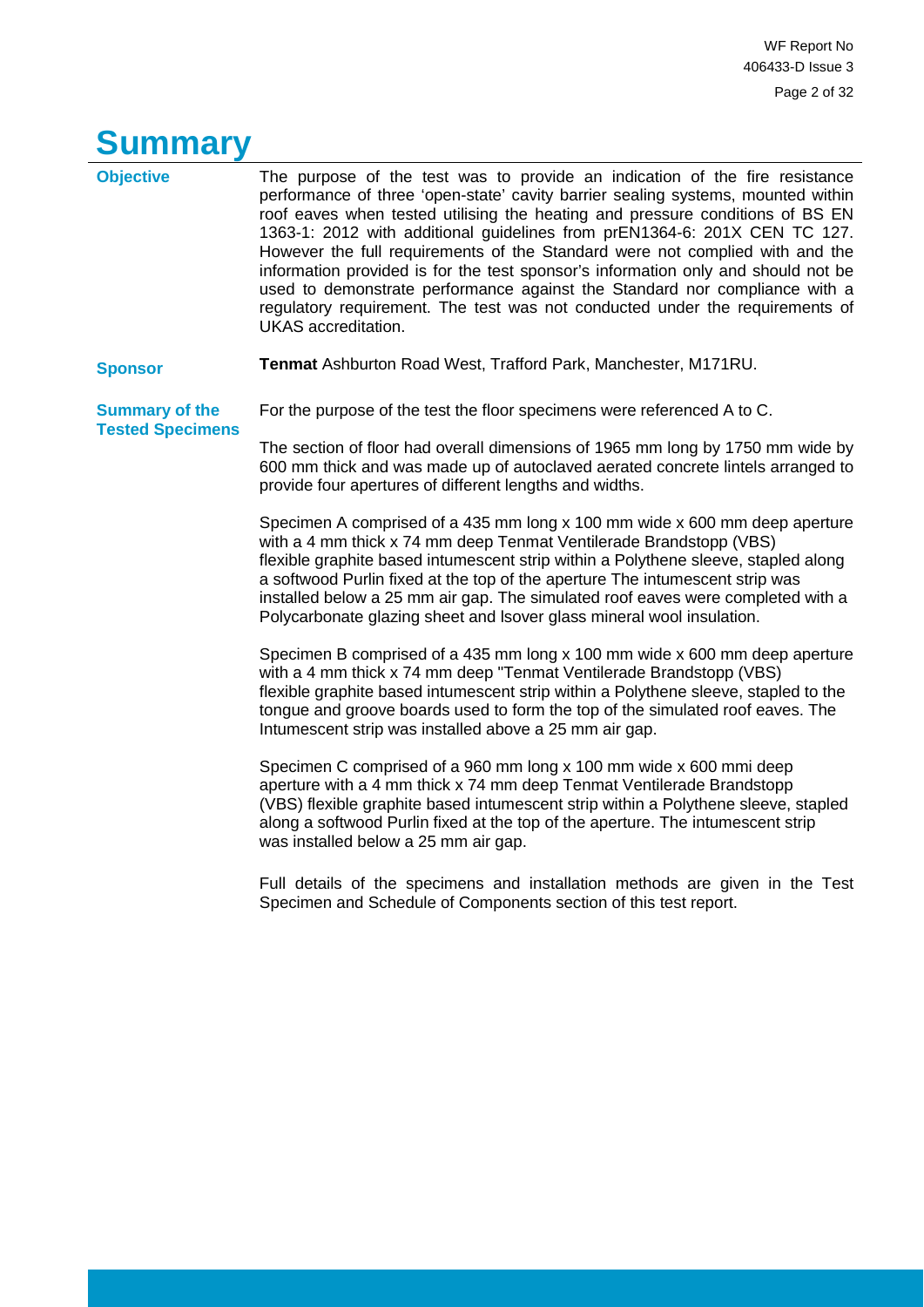# Summary

**Objective**

The purpose of the test was to provide an indication of the fire resistance performance of three 'open-state' cavity barrier sealing systems, mounted within roof eaves when tested utilising the heating and pressure conditions of BS EN 1363-1: 2012 with additional guidelines from prEN1364-6: 201X CEN TC 127. However the full requirements of the Standard were not complied with and the information provided is for the test sponsor's information only and should not be used to demonstrate performance against the Standard nor compliance with a regulatory requirement. The test was not conducted under the requirements of UKAS accreditation.

**Sponsor**

**Tenmat** Ashburton Road West, Trafford Park, Manchester, M171RU.

**Summary of the Tested Specimens**

For the purpose of the test the floor specimens were referenced A to C.

The section of floor had overall dimensions of 1965 mm long by 1750 mm wide by 600 mm thick and was made up of autoclaved aerated concrete lintels arranged to provide four apertures of different lengths and widths.

Specimen A comprised of a 435 mm long x 100 mm wide x 600 mm deep aperture with a 4 mm thick x 74 mm deep Tenmat Ventilerade Brandstopp (VBS) flexible graphite based intumescent strip within a Polythene sleeve, stapled along a softwood Purlin fixed at the top of the aperture The intumescent strip was installed below a 25 mm air gap. The simulated roof eaves were completed with a Polycarbonate glazing sheet and lsover glass mineral wool insulation.

Specimen B comprised of a 435 mm long x 100 mm wide x 600 mm deep aperture with a 4 mm thick x 74 mm deep "Tenmat Ventilerade Brandstopp (VBS) flexible graphite based intumescent strip within a Polythene sleeve, stapled to the tongue and groove boards used to form the top of the simulated roof eaves. The Intumescent strip was installed above a 25 mm air gap.

Specimen C comprised of a 960 mm long x 100 mm wide x 600 mmi deep aperture with a 4 mm thick x 74 mm deep Tenmat Ventilerade Brandstopp (VBS) flexible graphite based intumescent strip within a Polythene sleeve, stapled along a softwood Purlin fixed at the top of the aperture. The intumescent strip was installed below a 25 mm air gap.

Full details of the specimens and installation methods are given in the Test Specimen and Schedule of Components section of this test report.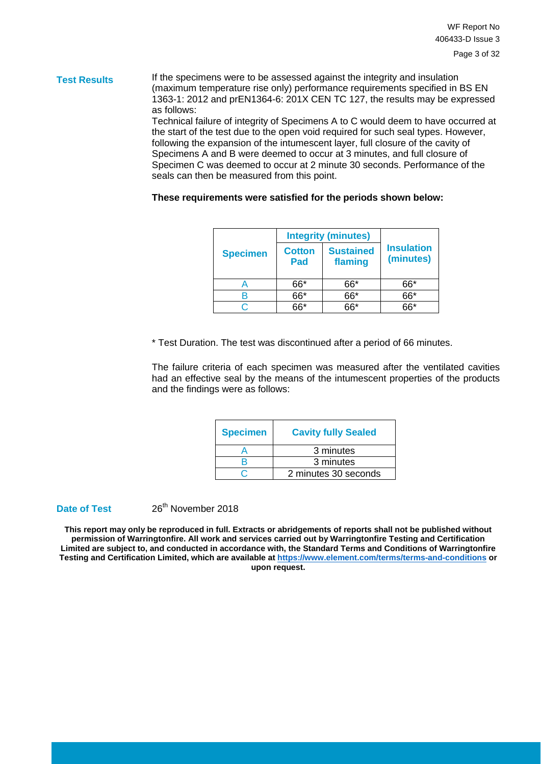**Test Results**

If the specimens were to be assessed against the integrity and insulation (maximum temperature rise only) performance requirements specified in BS EN 1363-1: 2012 and prEN1364-6: 201X CEN TC 127, the results may be expressed as follows:

Technical failure of integrity of Specimens A to C would deem to have occurred at the start of the test due to the open void required for such seal types. However, following the expansion of the intumescent layer, full closure of the cavity of Specimens A and B were deemed to occur at 3 minutes, and full closure of Specimen C was deemed to occur at 2 minute 30 seconds. Performance of the seals can then be measured from this point.

**These requirements were satisfied for the periods shown below:**

| Specimen | Integrity (minutes) | | Insulation (minutes) |
|---|---|---|---|
| | Cotton Pad | Sustained flaming | |
| A | 66* | 66* | 66* |
| B | 66* | 66* | 66* |
| C | 66* | 66* | 66* |

\* Test Duration. The test was discontinued after a period of 66 minutes.

The failure criteria of each specimen was measured after the ventilated cavities had an effective seal by the means of the intumescent properties of the products and the findings were as follows:

| Specimen | Cavity fully Sealed |
|---|---|
| A | 3 minutes |
| B | 3 minutes |
| C | 2 minutes 30 seconds |

**Date of Test** 26th November 2018

**This report may only be reproduced in full. Extracts or abridgements of reports shall not be published without permission of Warringtonfire. All work and services carried out by Warringtonfire Testing and Certification Limited are subject to, and conducted in accordance with, the Standard Terms and Conditions of Warringtonfire Testing and Certification Limited, which are available at https://www.element.com/terms/terms-and-conditions or upon request.**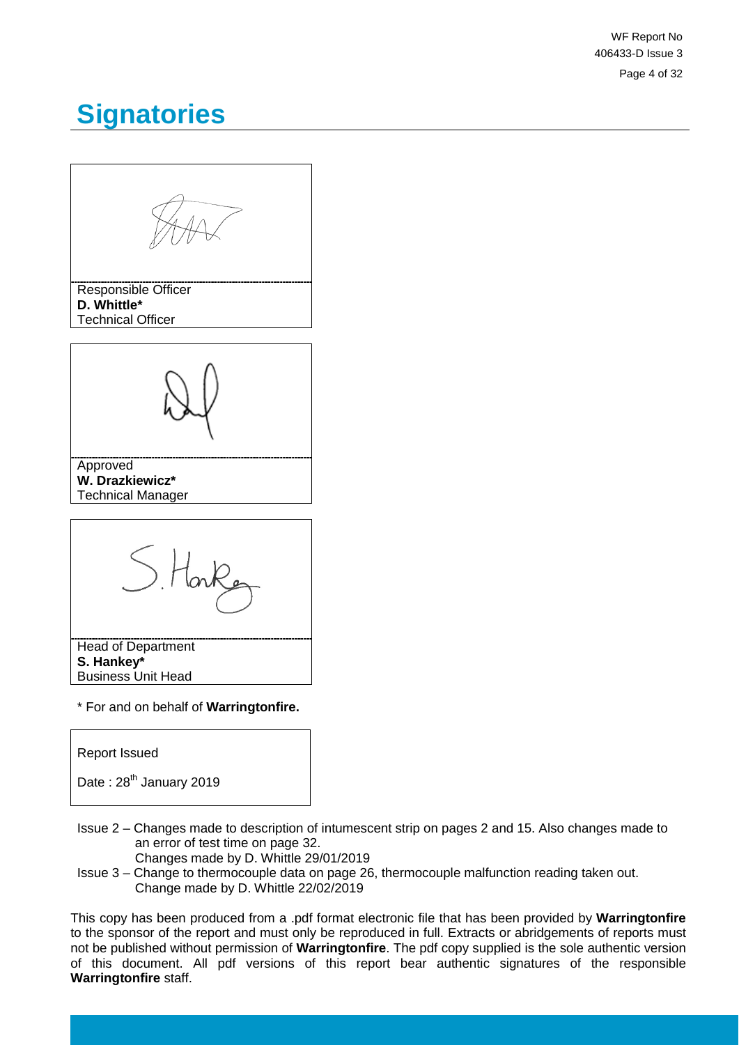# Signatories

Responsible Officer
**D. Whittle***
Technical Officer

Approved
**W. Drazkiewicz***
Technical Manager

Head of Department
**S. Hankey***
Business Unit Head

* For and on behalf of **Warringtonfire.**

Report Issued

Date : 28th January 2019

Issue 2 – Changes made to description of intumescent strip on pages 2 and 15. Also changes made to an error of test time on page 32.
Changes made by D. Whittle 29/01/2019

Issue 3 – Change to thermocouple data on page 26, thermocouple malfunction reading taken out.
Change made by D. Whittle 22/02/2019

This copy has been produced from a .pdf format electronic file that has been provided by **Warringtonfire** to the sponsor of the report and must only be reproduced in full. Extracts or abridgements of reports must not be published without permission of **Warringtonfire**. The pdf copy supplied is the sole authentic version of this document. All pdf versions of this report bear authentic signatures of the responsible **Warringtonfire** staff.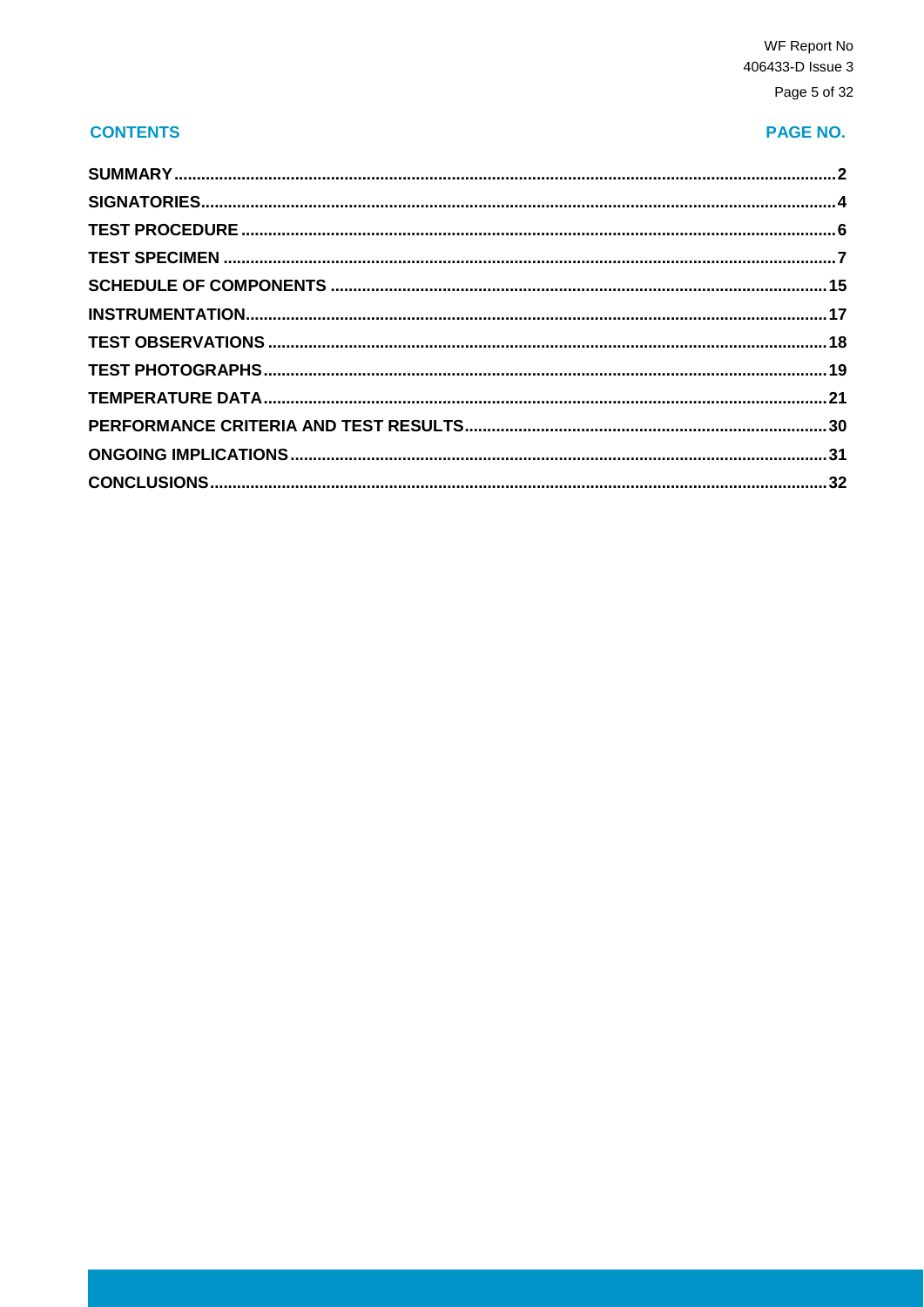## CONTENTS

| CONTENTS | PAGE NO. |
|---|---|
| SUMMARY | 2 |
| SIGNATORIES | 4 |
| TEST PROCEDURE | 6 |
| TEST SPECIMEN | 7 |
| SCHEDULE OF COMPONENTS | 15 |
| INSTRUMENTATION | 17 |
| TEST OBSERVATIONS | 18 |
| TEST PHOTOGRAPHS | 19 |
| TEMPERATURE DATA | 21 |
| PERFORMANCE CRITERIA AND TEST RESULTS | 30 |
| ONGOING IMPLICATIONS | 31 |
| CONCLUSIONS | 32 |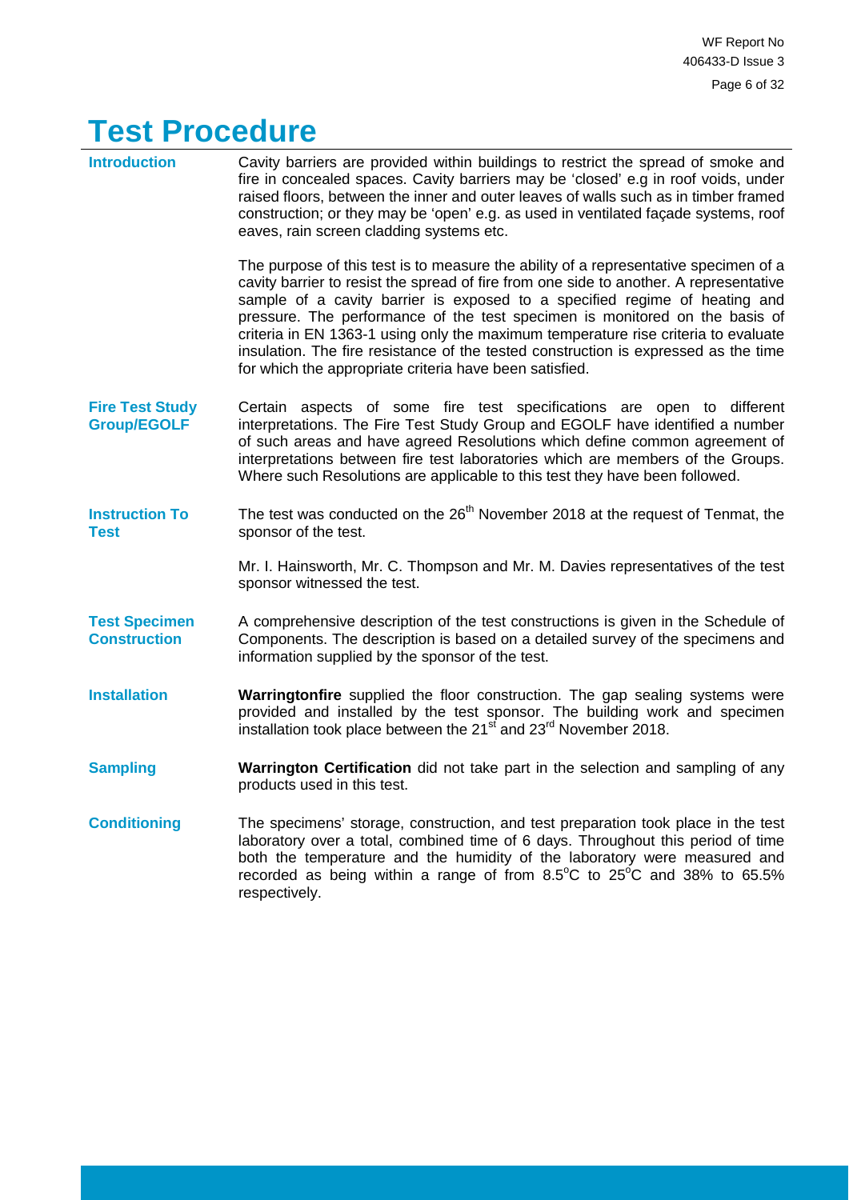# Test Procedure

**Introduction**

Cavity barriers are provided within buildings to restrict the spread of smoke and fire in concealed spaces. Cavity barriers may be 'closed' e.g in roof voids, under raised floors, between the inner and outer leaves of walls such as in timber framed construction; or they may be 'open' e.g. as used in ventilated façade systems, roof eaves, rain screen cladding systems etc.

The purpose of this test is to measure the ability of a representative specimen of a cavity barrier to resist the spread of fire from one side to another. A representative sample of a cavity barrier is exposed to a specified regime of heating and pressure. The performance of the test specimen is monitored on the basis of criteria in EN 1363-1 using only the maximum temperature rise criteria to evaluate insulation. The fire resistance of the tested construction is expressed as the time for which the appropriate criteria have been satisfied.

**Fire Test Study Group/EGOLF**

Certain aspects of some fire test specifications are open to different interpretations. The Fire Test Study Group and EGOLF have identified a number of such areas and have agreed Resolutions which define common agreement of interpretations between fire test laboratories which are members of the Groups. Where such Resolutions are applicable to this test they have been followed.

**Instruction To Test**

The test was conducted on the 26th November 2018 at the request of Tenmat, the sponsor of the test.

Mr. I. Hainsworth, Mr. C. Thompson and Mr. M. Davies representatives of the test sponsor witnessed the test.

**Test Specimen Construction**

A comprehensive description of the test constructions is given in the Schedule of Components. The description is based on a detailed survey of the specimens and information supplied by the sponsor of the test.

**Installation**

**Warringtonfire** supplied the floor construction. The gap sealing systems were provided and installed by the test sponsor. The building work and specimen installation took place between the 21st and 23rd November 2018.

**Sampling**

**Warrington Certification** did not take part in the selection and sampling of any products used in this test.

**Conditioning**

The specimens' storage, construction, and test preparation took place in the test laboratory over a total, combined time of 6 days. Throughout this period of time both the temperature and the humidity of the laboratory were measured and recorded as being within a range of from 8.5°C to 25°C and 38% to 65.5% respectively.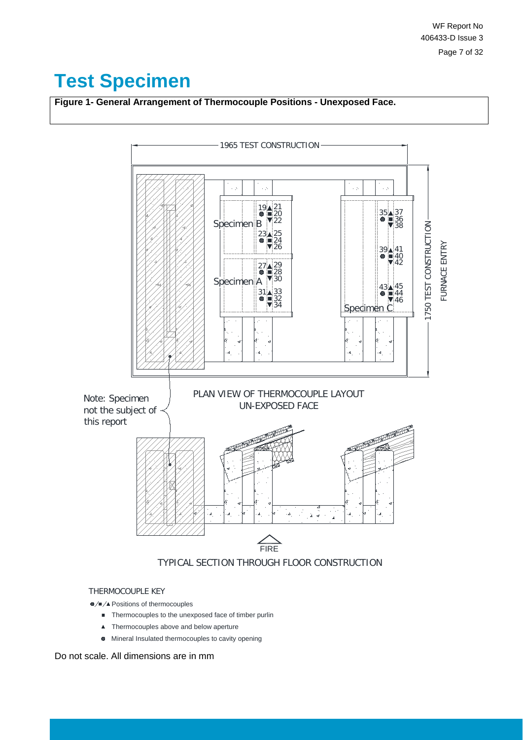# Test Specimen

**Figure 1- General Arrangement of Thermocouple Positions - Unexposed Face.**

1965 TEST CONSTRUCTION

1750 TEST CONSTRUCTION

FURNACE ENTRY

Specimen B

Specimen A

Specimen C

19 21 20 22

23 25 24 26

27 29 28 30

31 33 32 34

35 37 36 38

39 41 40 42

43 45 44 46

Note: Specimen not the subject of this report

PLAN VIEW OF THERMOCOUPLE LAYOUT UN-EXPOSED FACE

FIRE

TYPICAL SECTION THROUGH FLOOR CONSTRUCTION

THERMOCOUPLE KEY

●/■/▲ Positions of thermocouples

- ■ Thermocouples to the unexposed face of timber purlin
- ▲ Thermocouples above and below aperture
- ● Mineral Insulated thermocouples to cavity opening

Do not scale. All dimensions are in mm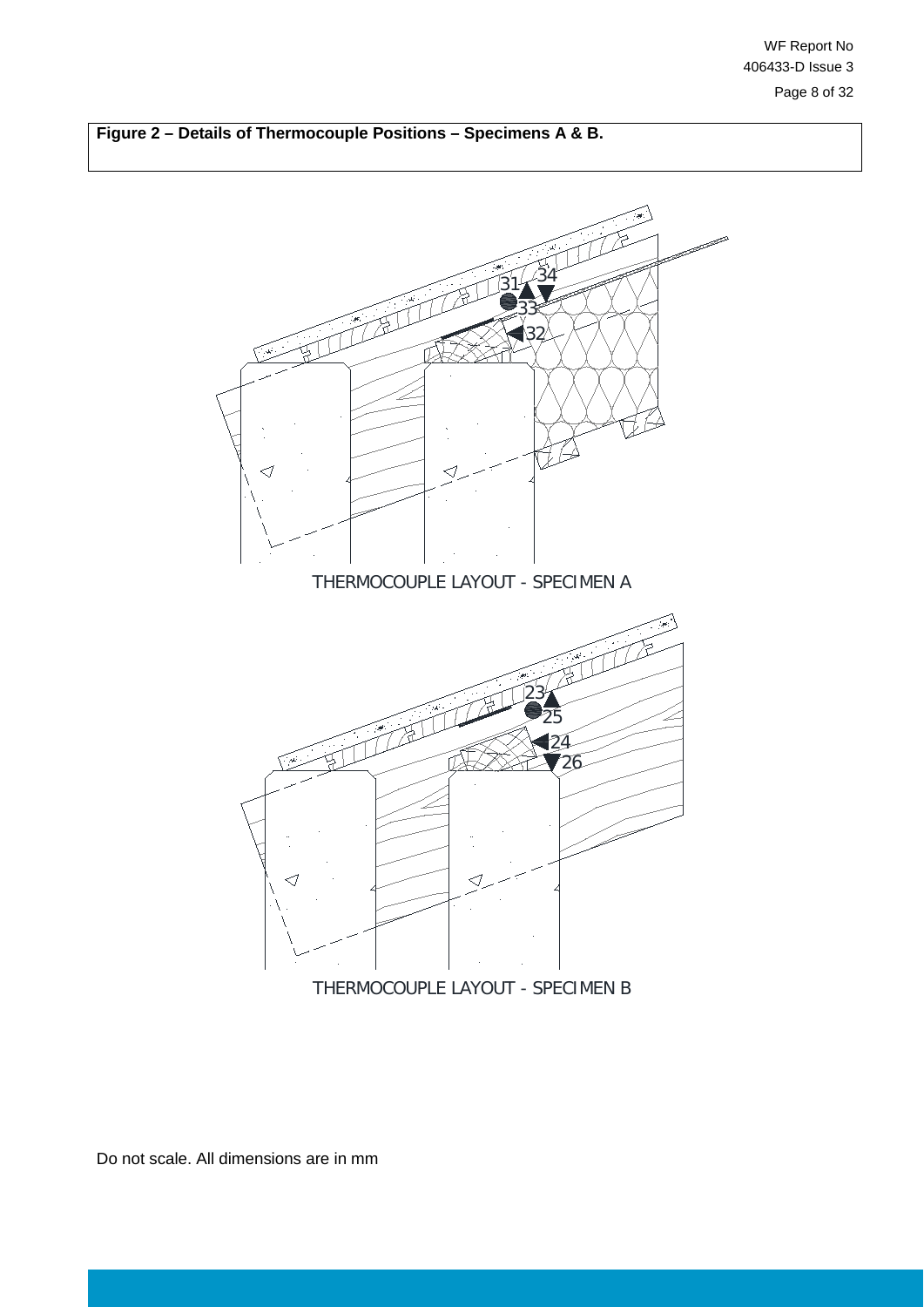**Figure 2 – Details of Thermocouple Positions – Specimens A & B.**

31
34
33
32

THERMOCOUPLE LAYOUT - SPECIMEN A

23
25
24
26

THERMOCOUPLE LAYOUT - SPECIMEN B

Do not scale. All dimensions are in mm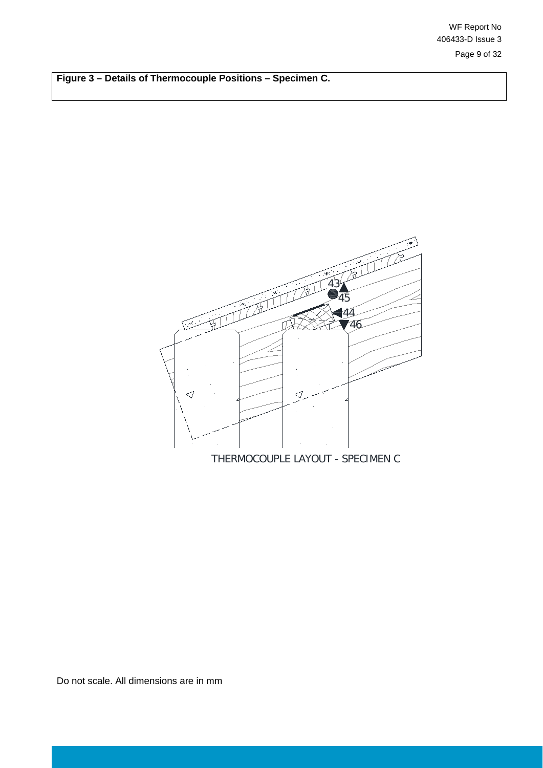**Figure 3 – Details of Thermocouple Positions – Specimen C.**

43

45

44

46

THERMOCOUPLE LAYOUT - SPECIMEN C

Do not scale. All dimensions are in mm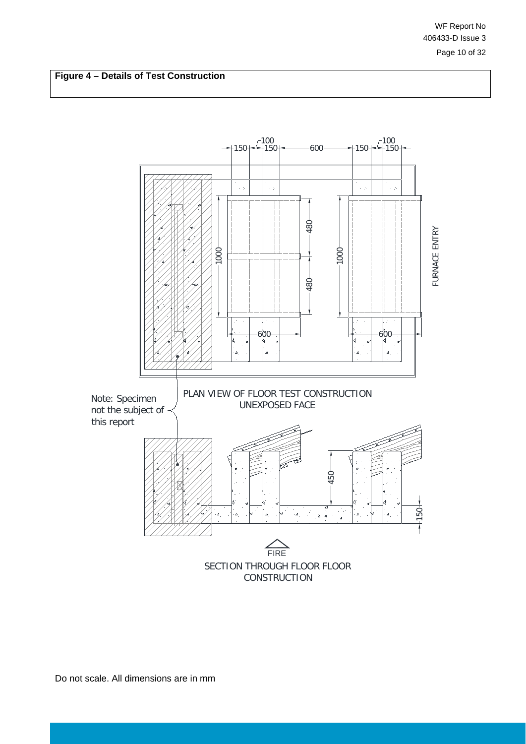**Figure 4 – Details of Test Construction**

150
100
150
600
150
100
150

480
480
1000
1000
600
600

FURNACE ENTRY

Note: Specimen not the subject of this report

PLAN VIEW OF FLOOR TEST CONSTRUCTION
UNEXPOSED FACE

450
150

FIRE

SECTION THROUGH FLOOR FLOOR CONSTRUCTION

Do not scale. All dimensions are in mm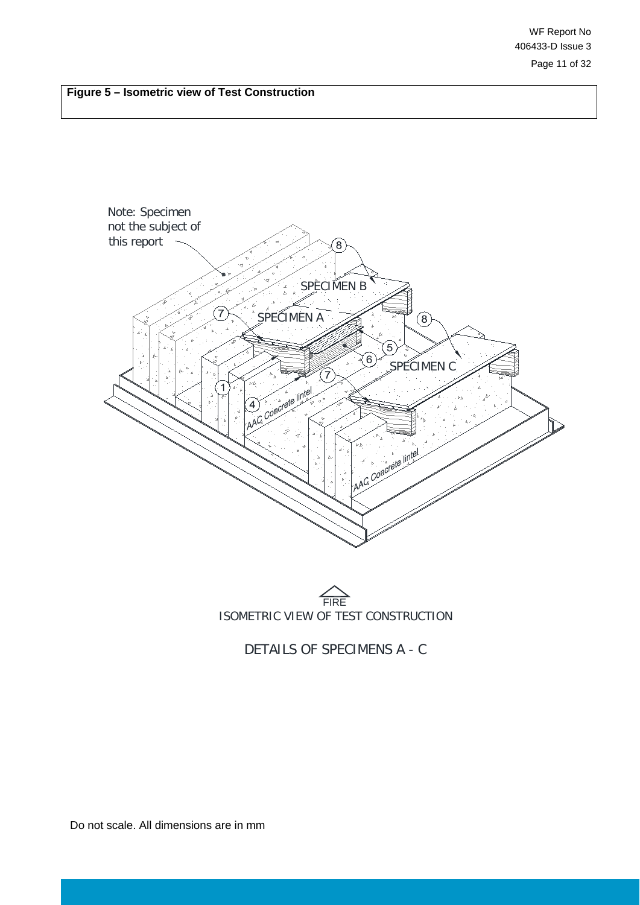**Figure 5 – Isometric view of Test Construction**

Note: Specimen not the subject of this report

8

SPECIMEN B

7

SPECIMEN A

8

5

6

SPECIMEN C

7

1

4

AAC Concrete lintel

AAC Concrete lintel

FIRE

ISOMETRIC VIEW OF TEST CONSTRUCTION

DETAILS OF SPECIMENS A - C

Do not scale. All dimensions are in mm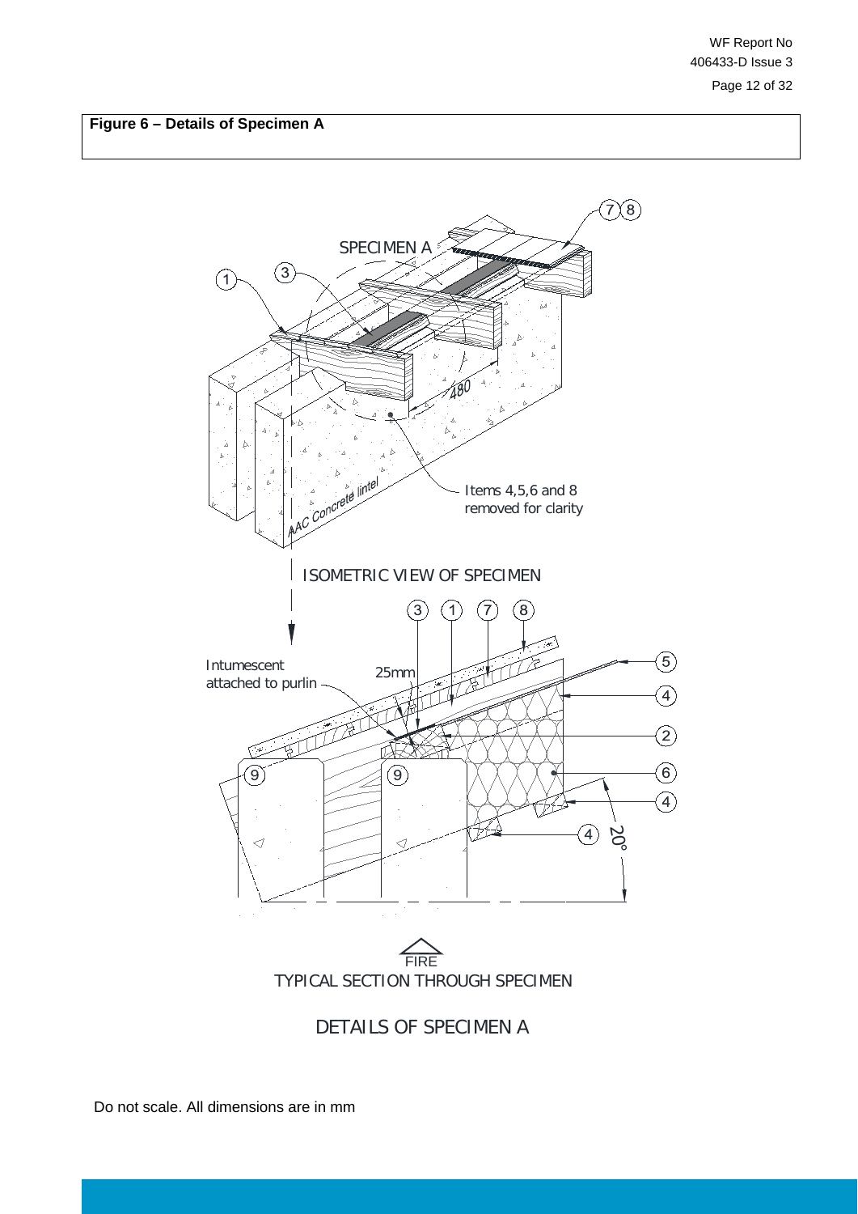**Figure 6 – Details of Specimen A**

SPECIMEN A

1
3
7
8
480
AAC Concrete lintel
Items 4,5,6 and 8 removed for clarity

ISOMETRIC VIEW OF SPECIMEN

3
1
7
8
Intumescent attached to purlin
25mm
5
4
2
6
4
4
9
9
20°

FIRE

TYPICAL SECTION THROUGH SPECIMEN

DETAILS OF SPECIMEN A

Do not scale. All dimensions are in mm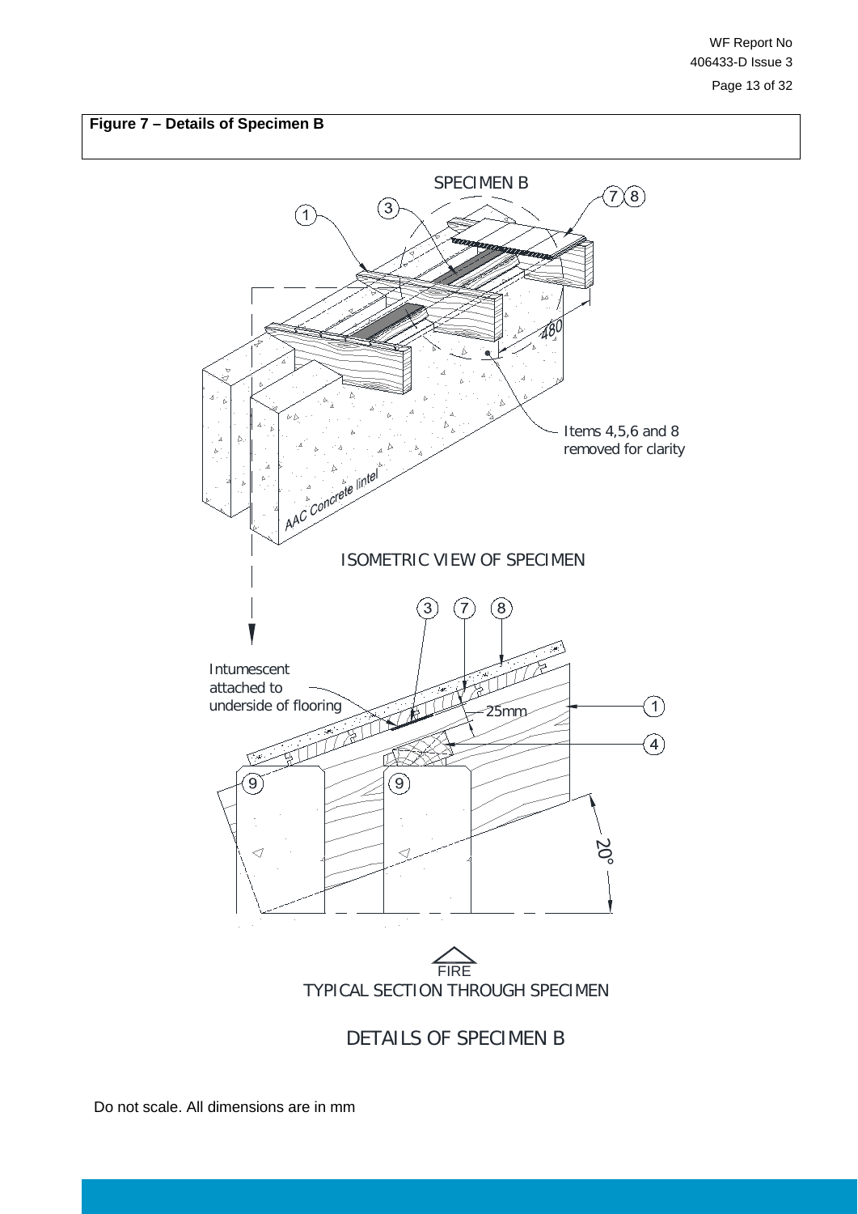**Figure 7 – Details of Specimen B**

SPECIMEN B

1

3

7 8

480

Items 4,5,6 and 8 removed for clarity

AAC Concrete lintel

ISOMETRIC VIEW OF SPECIMEN

3 7 8

Intumescent attached to underside of flooring

25mm

1

4

9 9

20°

FIRE

TYPICAL SECTION THROUGH SPECIMEN

DETAILS OF SPECIMEN B

Do not scale. All dimensions are in mm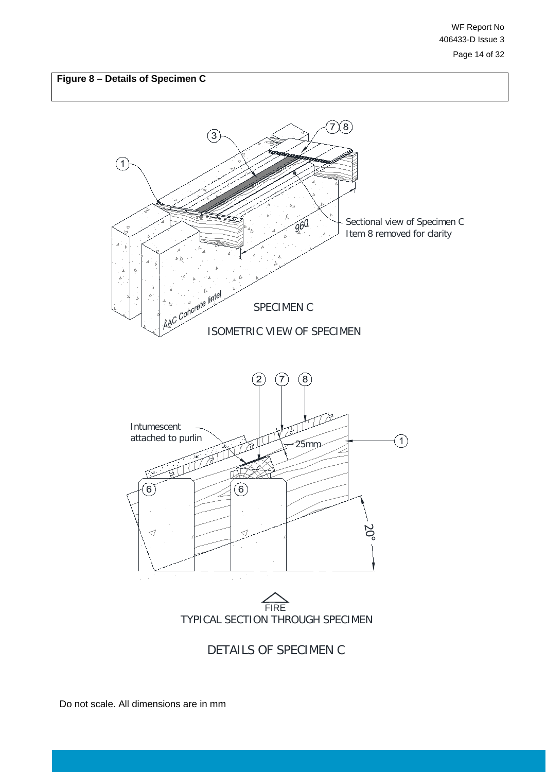**Figure 8 – Details of Specimen C**

3

7 8

1

960

Sectional view of Specimen C
Item 8 removed for clarity

AAC Concrete lintel

SPECIMEN C

ISOMETRIC VIEW OF SPECIMEN

2 7 8

Intumescent
attached to purlin

25mm

1

6 6

20°

FIRE

TYPICAL SECTION THROUGH SPECIMEN

DETAILS OF SPECIMEN C

Do not scale. All dimensions are in mm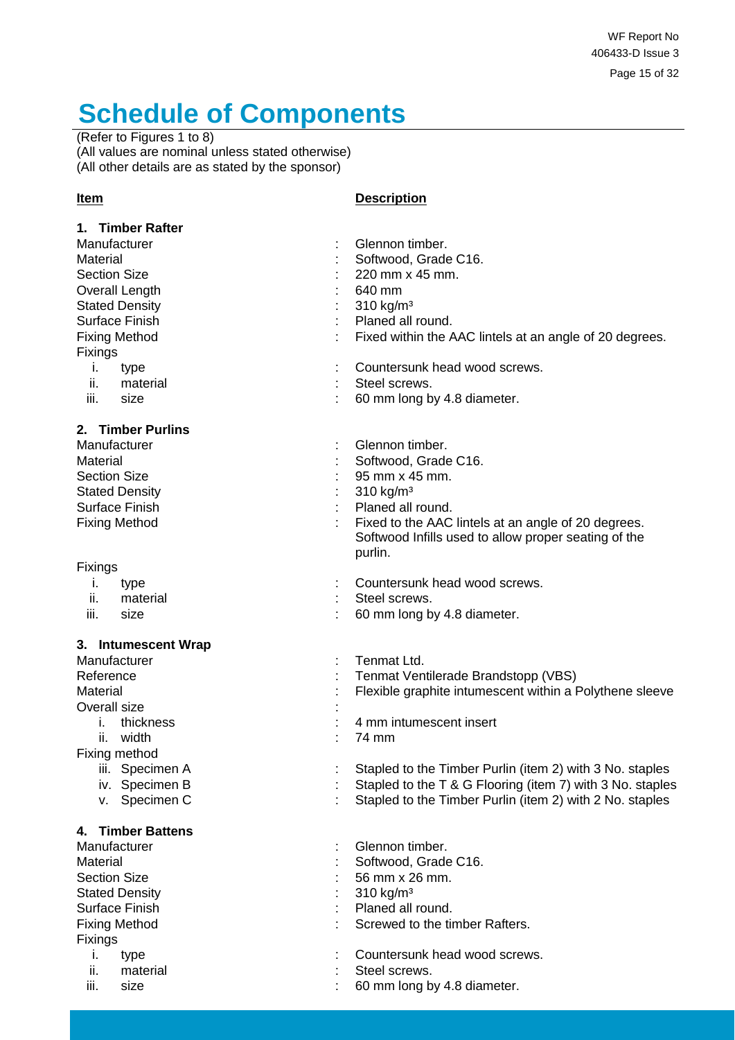# Schedule of Components

(Refer to Figures 1 to 8)
(All values are nominal unless stated otherwise)
(All other details are as stated by the sponsor)

| Item | | Description |
|---|---|---|
| **1. Timber Rafter** | | |
| Manufacturer | : | Glennon timber. |
| Material | : | Softwood, Grade C16. |
| Section Size | : | 220 mm x 45 mm. |
| Overall Length | : | 640 mm |
| Stated Density | : | 310 kg/m³ |
| Surface Finish | : | Planed all round. |
| Fixing Method | : | Fixed within the AAC lintels at an angle of 20 degrees. |
| Fixings | | |
| i. type | : | Countersunk head wood screws. |
| ii. material | : | Steel screws. |
| iii. size | : | 60 mm long by 4.8 diameter. |
| **2. Timber Purlins** | | |
| Manufacturer | : | Glennon timber. |
| Material | : | Softwood, Grade C16. |
| Section Size | : | 95 mm x 45 mm. |
| Stated Density | : | 310 kg/m³ |
| Surface Finish | : | Planed all round. |
| Fixing Method | : | Fixed to the AAC lintels at an angle of 20 degrees. Softwood Infills used to allow proper seating of the purlin. |
| Fixings | | |
| i. type | : | Countersunk head wood screws. |
| ii. material | : | Steel screws. |
| iii. size | : | 60 mm long by 4.8 diameter. |
| **3. Intumescent Wrap** | | |
| Manufacturer | : | Tenmat Ltd. |
| Reference | : | Tenmat Ventilerade Brandstopp (VBS) |
| Material | : | Flexible graphite intumescent within a Polythene sleeve |
| Overall size | : | |
| i. thickness | : | 4 mm intumescent insert |
| ii. width | : | 74 mm |
| Fixing method | | |
| iii. Specimen A | : | Stapled to the Timber Purlin (item 2) with 3 No. staples |
| iv. Specimen B | : | Stapled to the T & G Flooring (item 7) with 3 No. staples |
| v. Specimen C | : | Stapled to the Timber Purlin (item 2) with 2 No. staples |
| **4. Timber Battens** | | |
| Manufacturer | : | Glennon timber. |
| Material | : | Softwood, Grade C16. |
| Section Size | : | 56 mm x 26 mm. |
| Stated Density | : | 310 kg/m³ |
| Surface Finish | : | Planed all round. |
| Fixing Method | : | Screwed to the timber Rafters. |
| Fixings | | |
| i. type | : | Countersunk head wood screws. |
| ii. material | : | Steel screws. |
| iii. size | : | 60 mm long by 4.8 diameter. |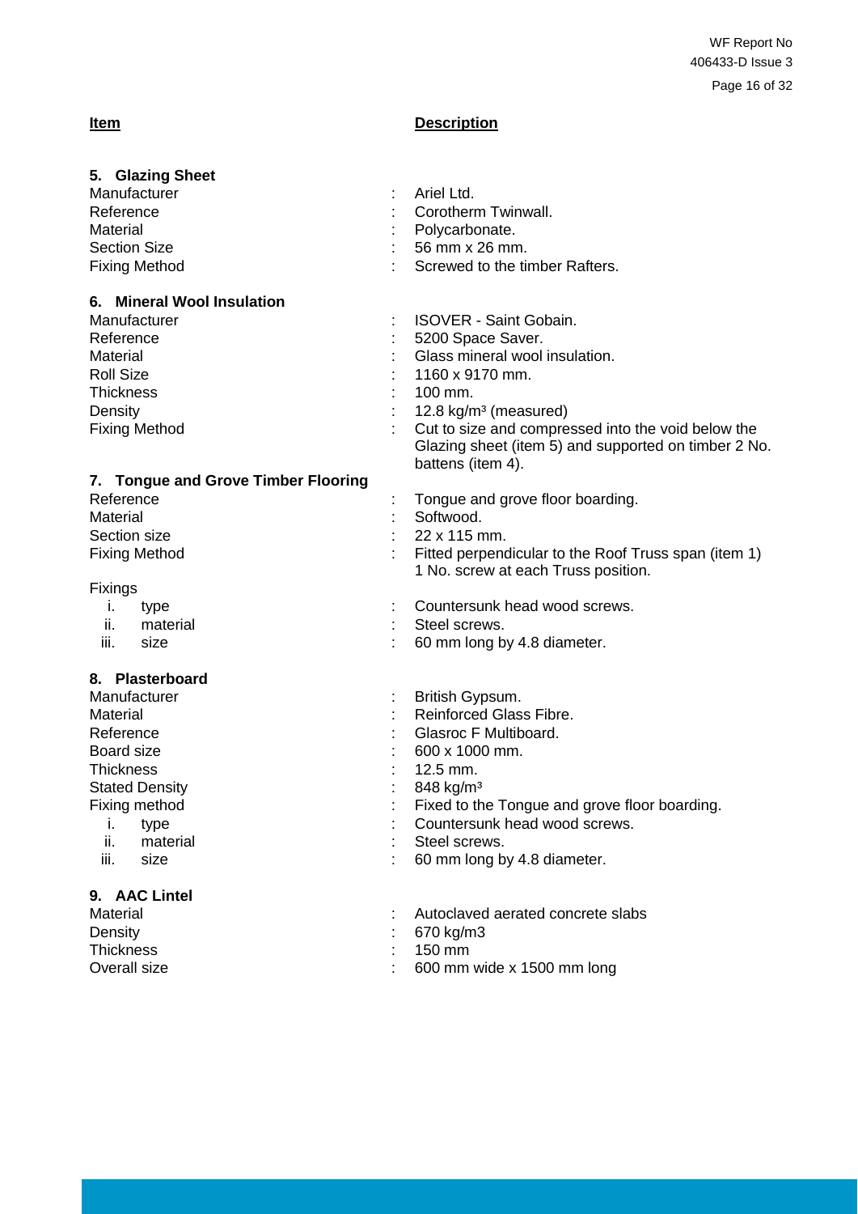| **Item** | | **Description** |
|---|---|---|
| **5. Glazing Sheet** | | |
| Manufacturer | : | Ariel Ltd. |
| Reference | : | Corotherm Twinwall. |
| Material | : | Polycarbonate. |
| Section Size | : | 56 mm x 26 mm. |
| Fixing Method | : | Screwed to the timber Rafters. |
| **6. Mineral Wool Insulation** | | |
| Manufacturer | : | ISOVER - Saint Gobain. |
| Reference | : | 5200 Space Saver. |
| Material | : | Glass mineral wool insulation. |
| Roll Size | : | 1160 x 9170 mm. |
| Thickness | : | 100 mm. |
| Density | : | 12.8 kg/m³ (measured) |
| Fixing Method | : | Cut to size and compressed into the void below the Glazing sheet (item 5) and supported on timber 2 No. battens (item 4). |
| **7. Tongue and Grove Timber Flooring** | | |
| Reference | : | Tongue and grove floor boarding. |
| Material | : | Softwood. |
| Section size | : | 22 x 115 mm. |
| Fixing Method | : | Fitted perpendicular to the Roof Truss span (item 1) 1 No. screw at each Truss position. |
| Fixings | | |
| i. type | : | Countersunk head wood screws. |
| ii. material | : | Steel screws. |
| iii. size | : | 60 mm long by 4.8 diameter. |
| **8. Plasterboard** | | |
| Manufacturer | : | British Gypsum. |
| Material | : | Reinforced Glass Fibre. |
| Reference | : | Glasroc F Multiboard. |
| Board size | : | 600 x 1000 mm. |
| Thickness | : | 12.5 mm. |
| Stated Density | : | 848 kg/m³ |
| Fixing method | : | Fixed to the Tongue and grove floor boarding. |
| i. type | : | Countersunk head wood screws. |
| ii. material | : | Steel screws. |
| iii. size | : | 60 mm long by 4.8 diameter. |
| **9. AAC Lintel** | | |
| Material | : | Autoclaved aerated concrete slabs |
| Density | : | 670 kg/m3 |
| Thickness | : | 150 mm |
| Overall size | : | 600 mm wide x 1500 mm long |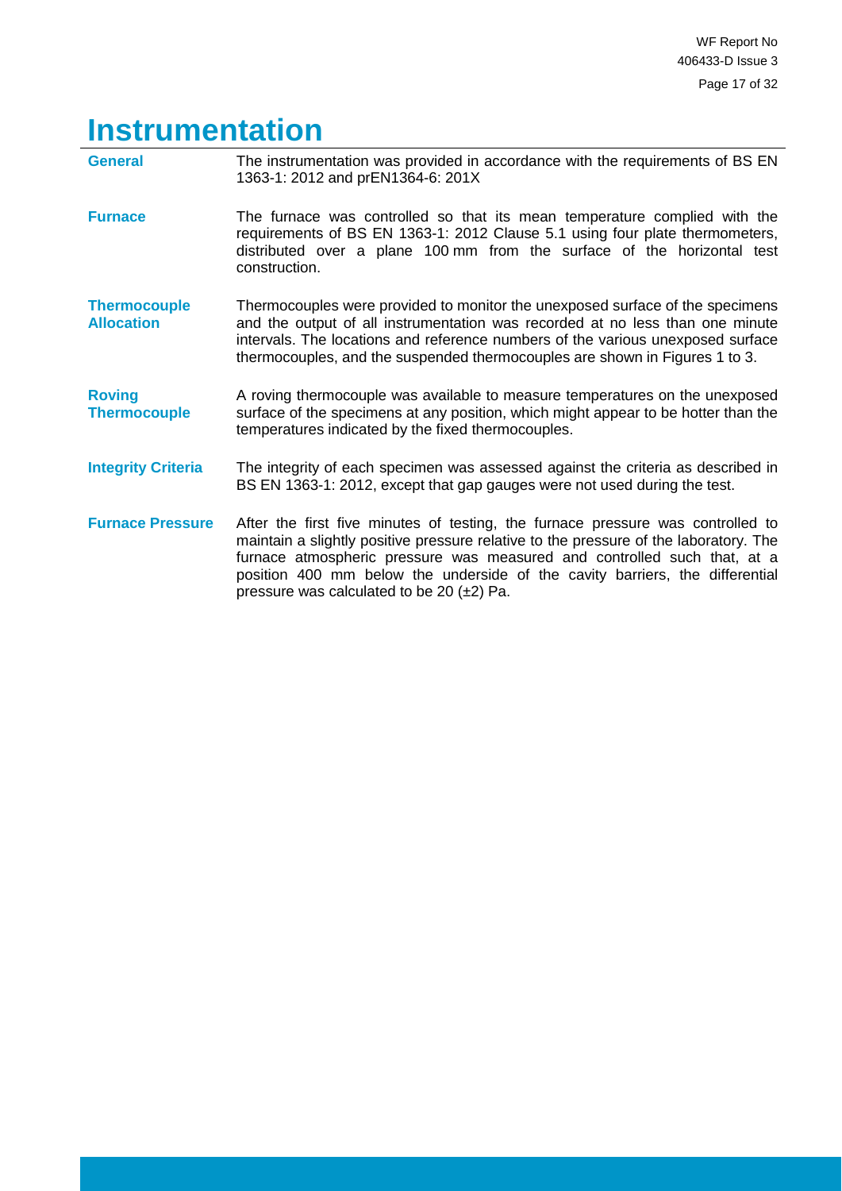# Instrumentation

**General**

The instrumentation was provided in accordance with the requirements of BS EN 1363-1: 2012 and prEN1364-6: 201X

**Furnace**

The furnace was controlled so that its mean temperature complied with the requirements of BS EN 1363-1: 2012 Clause 5.1 using four plate thermometers, distributed over a plane 100 mm from the surface of the horizontal test construction.

**Thermocouple Allocation**

Thermocouples were provided to monitor the unexposed surface of the specimens and the output of all instrumentation was recorded at no less than one minute intervals. The locations and reference numbers of the various unexposed surface thermocouples, and the suspended thermocouples are shown in Figures 1 to 3.

**Roving Thermocouple**

A roving thermocouple was available to measure temperatures on the unexposed surface of the specimens at any position, which might appear to be hotter than the temperatures indicated by the fixed thermocouples.

**Integrity Criteria**

The integrity of each specimen was assessed against the criteria as described in BS EN 1363-1: 2012, except that gap gauges were not used during the test.

**Furnace Pressure**

After the first five minutes of testing, the furnace pressure was controlled to maintain a slightly positive pressure relative to the pressure of the laboratory. The furnace atmospheric pressure was measured and controlled such that, at a position 400 mm below the underside of the cavity barriers, the differential pressure was calculated to be 20 (±2) Pa.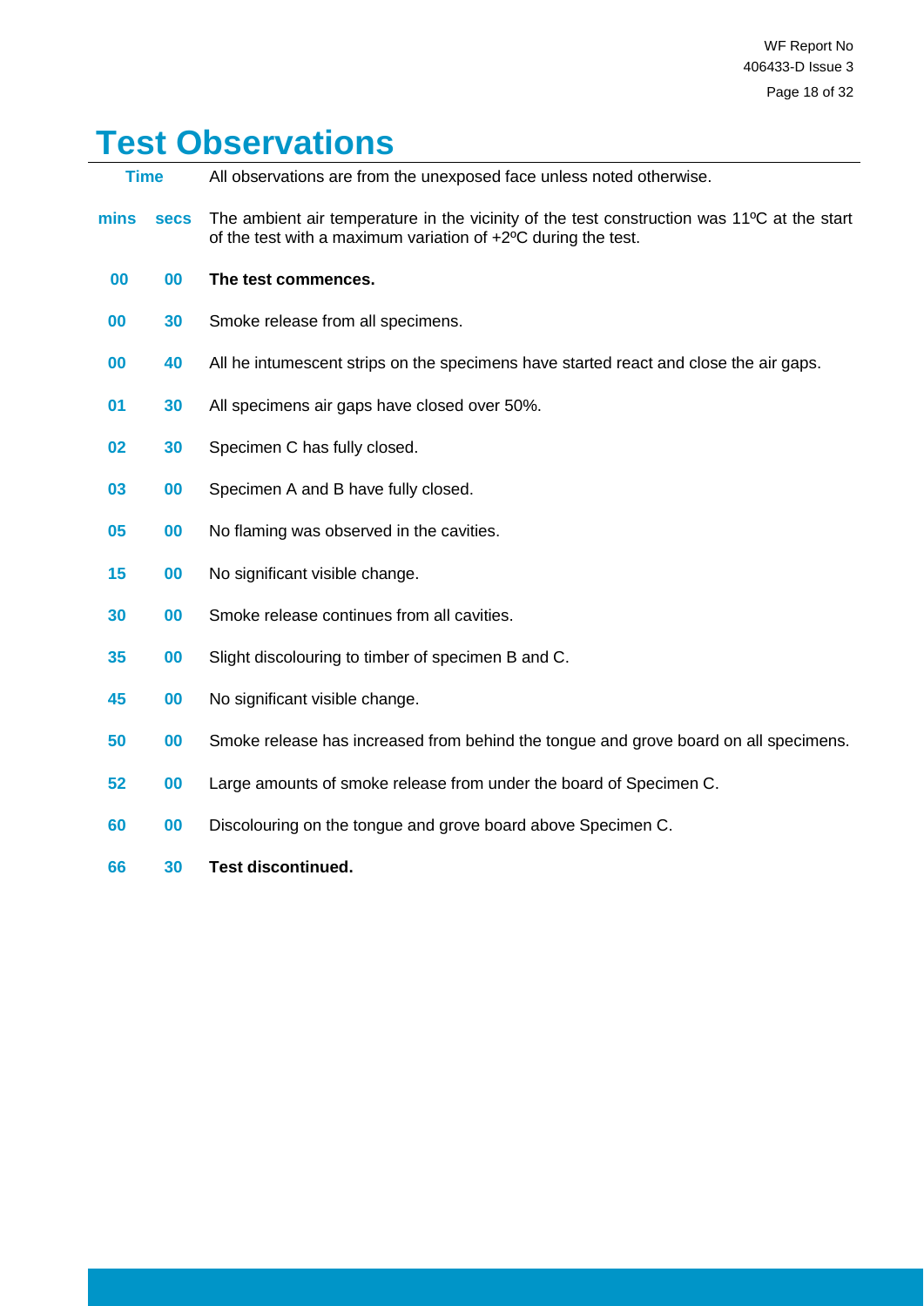# Test Observations

| Time | | All observations are from the unexposed face unless noted otherwise. |
|---|---|---|
| **mins** | **secs** | The ambient air temperature in the vicinity of the test construction was 11ºC at the start of the test with a maximum variation of +2ºC during the test. |
| 00 | 00 | **The test commences.** |
| 00 | 30 | Smoke release from all specimens. |
| 00 | 40 | All he intumescent strips on the specimens have started react and close the air gaps. |
| 01 | 30 | All specimens air gaps have closed over 50%. |
| 02 | 30 | Specimen C has fully closed. |
| 03 | 00 | Specimen A and B have fully closed. |
| 05 | 00 | No flaming was observed in the cavities. |
| 15 | 00 | No significant visible change. |
| 30 | 00 | Smoke release continues from all cavities. |
| 35 | 00 | Slight discolouring to timber of specimen B and C. |
| 45 | 00 | No significant visible change. |
| 50 | 00 | Smoke release has increased from behind the tongue and grove board on all specimens. |
| 52 | 00 | Large amounts of smoke release from under the board of Specimen C. |
| 60 | 00 | Discolouring on the tongue and grove board above Specimen C. |
| 66 | 30 | **Test discontinued.** |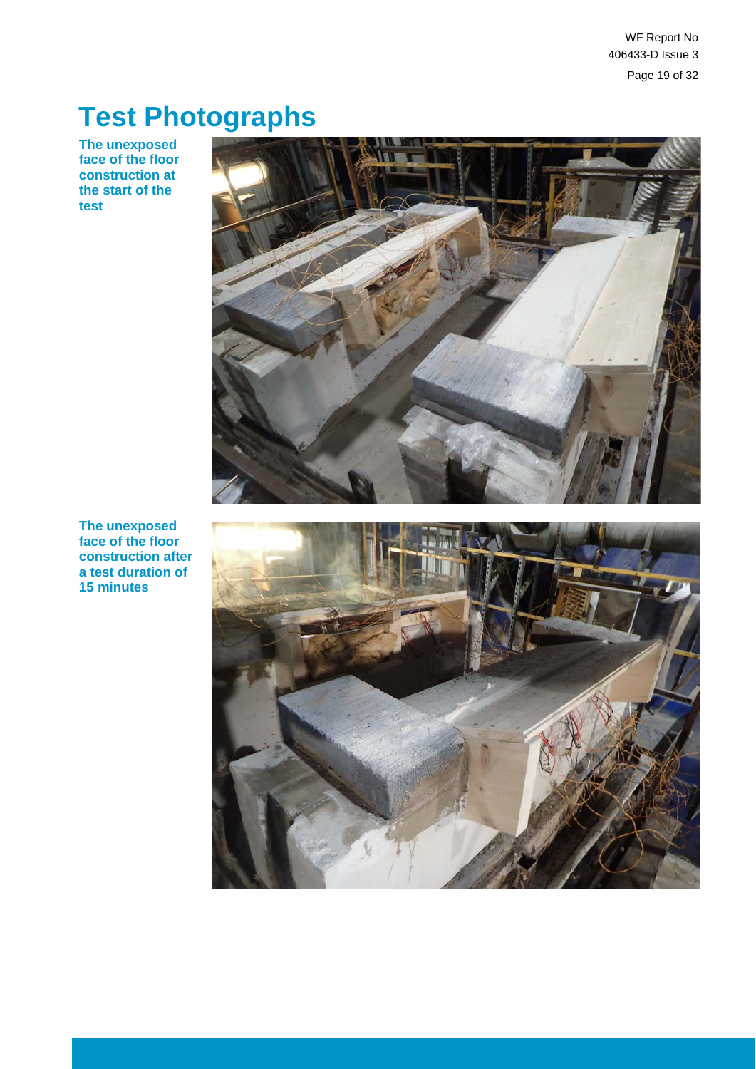# Test Photographs

**The unexposed face of the floor construction at the start of the test**

**The unexposed face of the floor construction after a test duration of 15 minutes**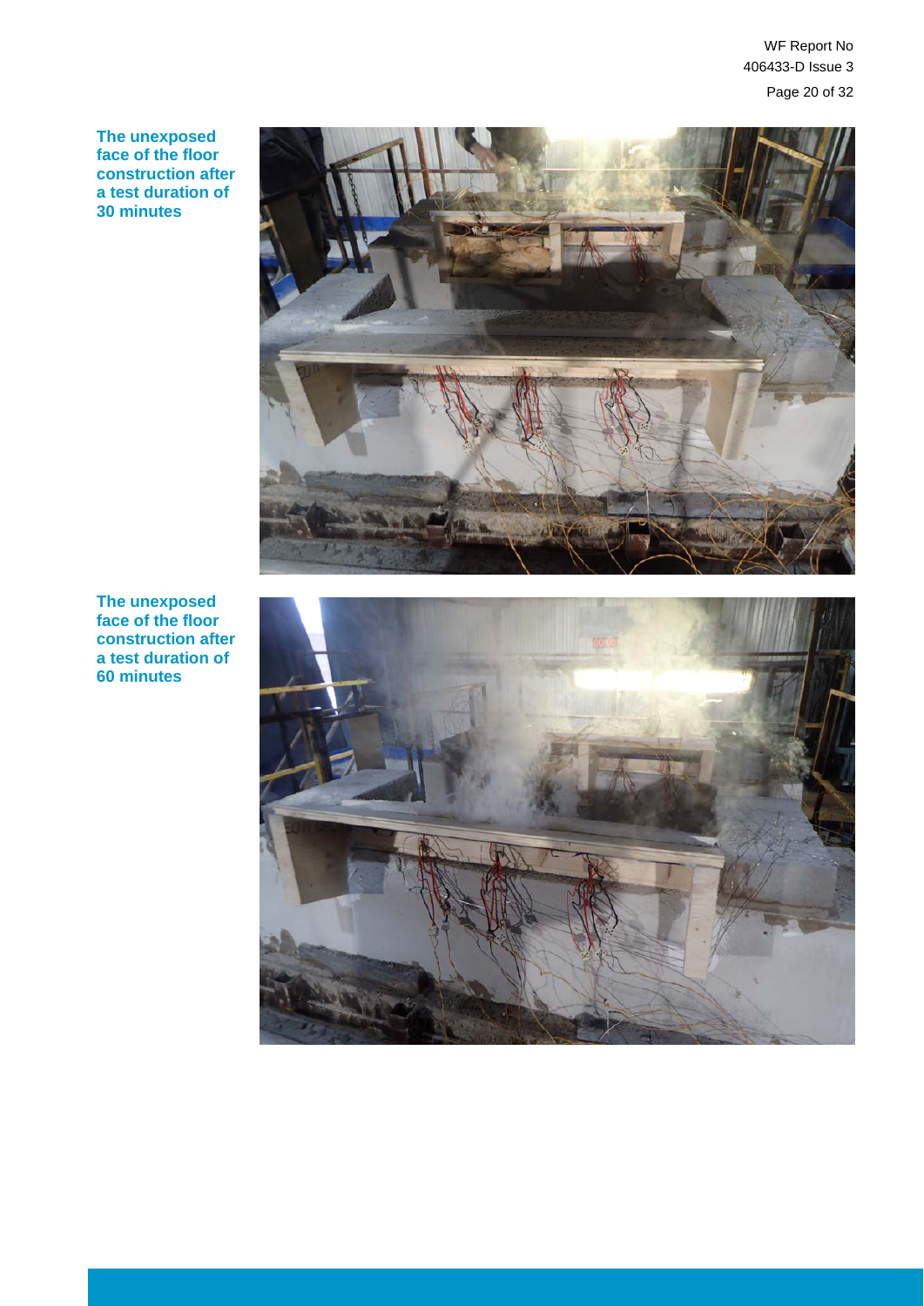**The unexposed face of the floor construction after a test duration of 30 minutes**

**The unexposed face of the floor construction after a test duration of 60 minutes**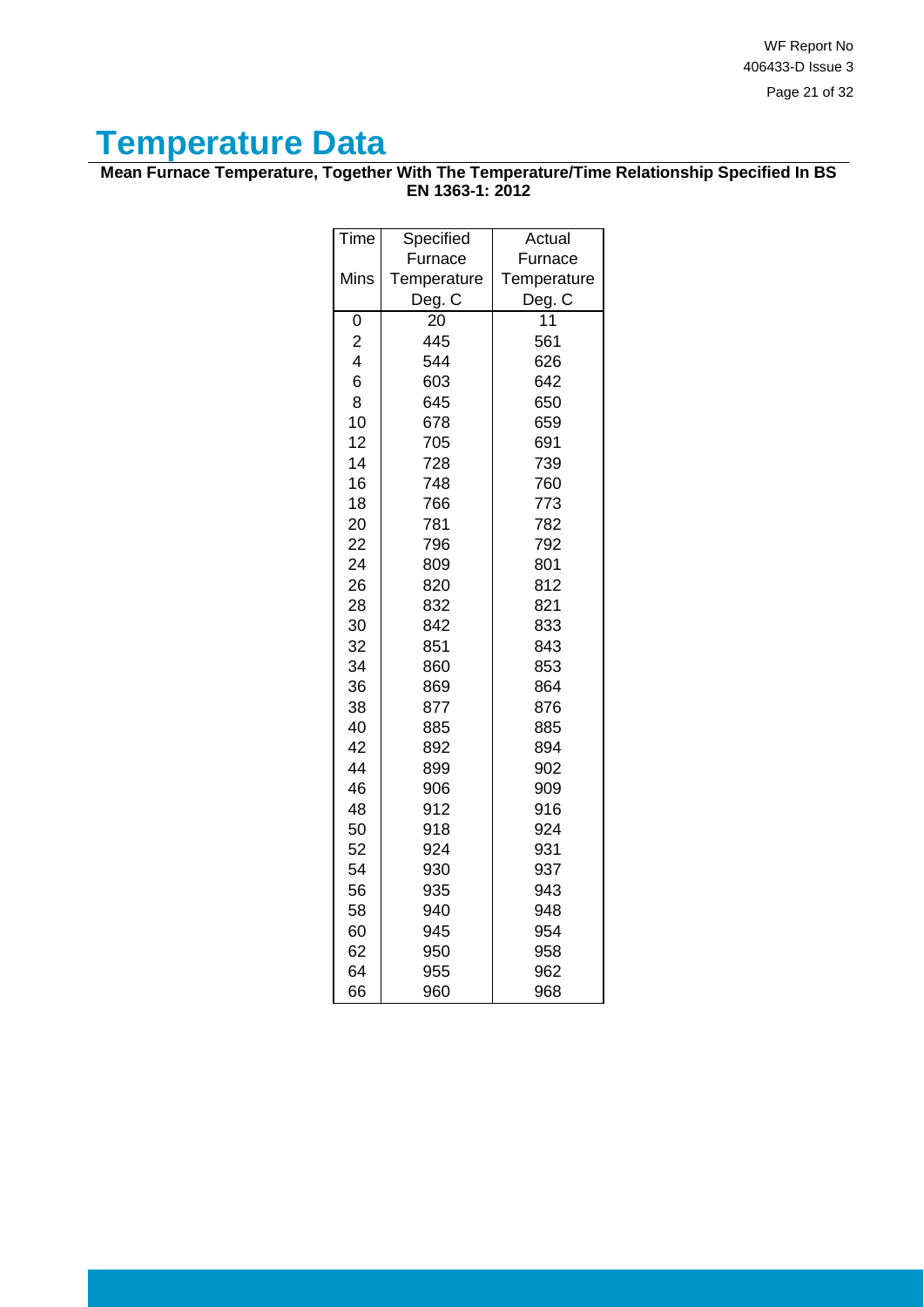# Temperature Data

**Mean Furnace Temperature, Together With The Temperature/Time Relationship Specified In BS EN 1363-1: 2012**

| Time Mins | Specified Furnace Temperature Deg. C | Actual Furnace Temperature Deg. C |
|---|---|---|
| 0 | 20 | 11 |
| 2 | 445 | 561 |
| 4 | 544 | 626 |
| 6 | 603 | 642 |
| 8 | 645 | 650 |
| 10 | 678 | 659 |
| 12 | 705 | 691 |
| 14 | 728 | 739 |
| 16 | 748 | 760 |
| 18 | 766 | 773 |
| 20 | 781 | 782 |
| 22 | 796 | 792 |
| 24 | 809 | 801 |
| 26 | 820 | 812 |
| 28 | 832 | 821 |
| 30 | 842 | 833 |
| 32 | 851 | 843 |
| 34 | 860 | 853 |
| 36 | 869 | 864 |
| 38 | 877 | 876 |
| 40 | 885 | 885 |
| 42 | 892 | 894 |
| 44 | 899 | 902 |
| 46 | 906 | 909 |
| 48 | 912 | 916 |
| 50 | 918 | 924 |
| 52 | 924 | 931 |
| 54 | 930 | 937 |
| 56 | 935 | 943 |
| 58 | 940 | 948 |
| 60 | 945 | 954 |
| 62 | 950 | 958 |
| 64 | 955 | 962 |
| 66 | 960 | 968 |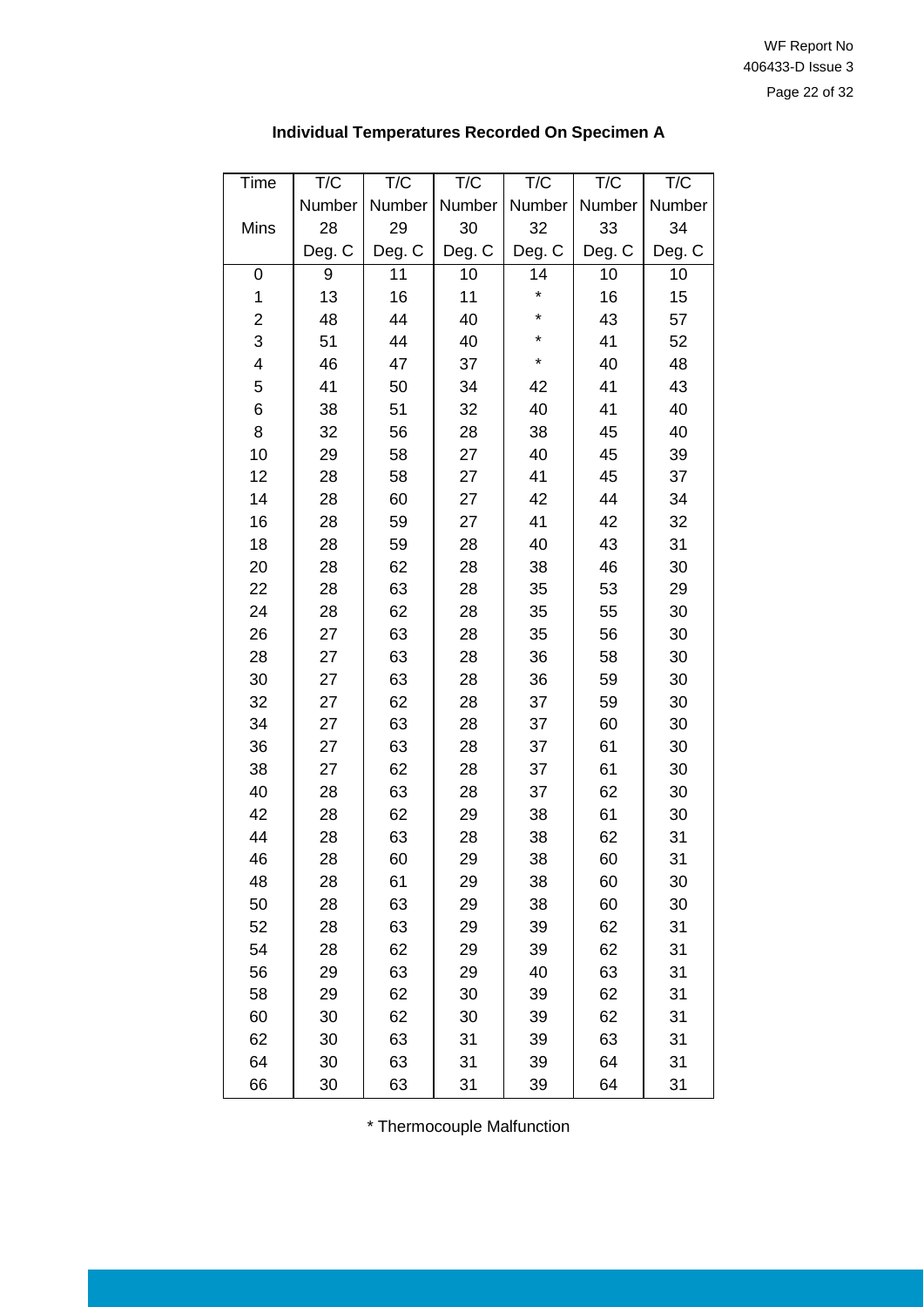## Individual Temperatures Recorded On Specimen A

| Time | T/C | T/C | T/C | T/C | T/C | T/C |
|---|---|---|---|---|---|---|
| | Number | Number | Number | Number | Number | Number |
| Mins | 28 | 29 | 30 | 32 | 33 | 34 |
| | Deg. C | Deg. C | Deg. C | Deg. C | Deg. C | Deg. C |
| 0 | 9 | 11 | 10 | 14 | 10 | 10 |
| 1 | 13 | 16 | 11 | * | 16 | 15 |
| 2 | 48 | 44 | 40 | * | 43 | 57 |
| 3 | 51 | 44 | 40 | * | 41 | 52 |
| 4 | 46 | 47 | 37 | * | 40 | 48 |
| 5 | 41 | 50 | 34 | 42 | 41 | 43 |
| 6 | 38 | 51 | 32 | 40 | 41 | 40 |
| 8 | 32 | 56 | 28 | 38 | 45 | 40 |
| 10 | 29 | 58 | 27 | 40 | 45 | 39 |
| 12 | 28 | 58 | 27 | 41 | 45 | 37 |
| 14 | 28 | 60 | 27 | 42 | 44 | 34 |
| 16 | 28 | 59 | 27 | 41 | 42 | 32 |
| 18 | 28 | 59 | 28 | 40 | 43 | 31 |
| 20 | 28 | 62 | 28 | 38 | 46 | 30 |
| 22 | 28 | 63 | 28 | 35 | 53 | 29 |
| 24 | 28 | 62 | 28 | 35 | 55 | 30 |
| 26 | 27 | 63 | 28 | 35 | 56 | 30 |
| 28 | 27 | 63 | 28 | 36 | 58 | 30 |
| 30 | 27 | 63 | 28 | 36 | 59 | 30 |
| 32 | 27 | 62 | 28 | 37 | 59 | 30 |
| 34 | 27 | 63 | 28 | 37 | 60 | 30 |
| 36 | 27 | 63 | 28 | 37 | 61 | 30 |
| 38 | 27 | 62 | 28 | 37 | 61 | 30 |
| 40 | 28 | 63 | 28 | 37 | 62 | 30 |
| 42 | 28 | 62 | 29 | 38 | 61 | 30 |
| 44 | 28 | 63 | 28 | 38 | 62 | 31 |
| 46 | 28 | 60 | 29 | 38 | 60 | 31 |
| 48 | 28 | 61 | 29 | 38 | 60 | 30 |
| 50 | 28 | 63 | 29 | 38 | 60 | 30 |
| 52 | 28 | 63 | 29 | 39 | 62 | 31 |
| 54 | 28 | 62 | 29 | 39 | 62 | 31 |
| 56 | 29 | 63 | 29 | 40 | 63 | 31 |
| 58 | 29 | 62 | 30 | 39 | 62 | 31 |
| 60 | 30 | 62 | 30 | 39 | 62 | 31 |
| 62 | 30 | 63 | 31 | 39 | 63 | 31 |
| 64 | 30 | 63 | 31 | 39 | 64 | 31 |
| 66 | 30 | 63 | 31 | 39 | 64 | 31 |

* Thermocouple Malfunction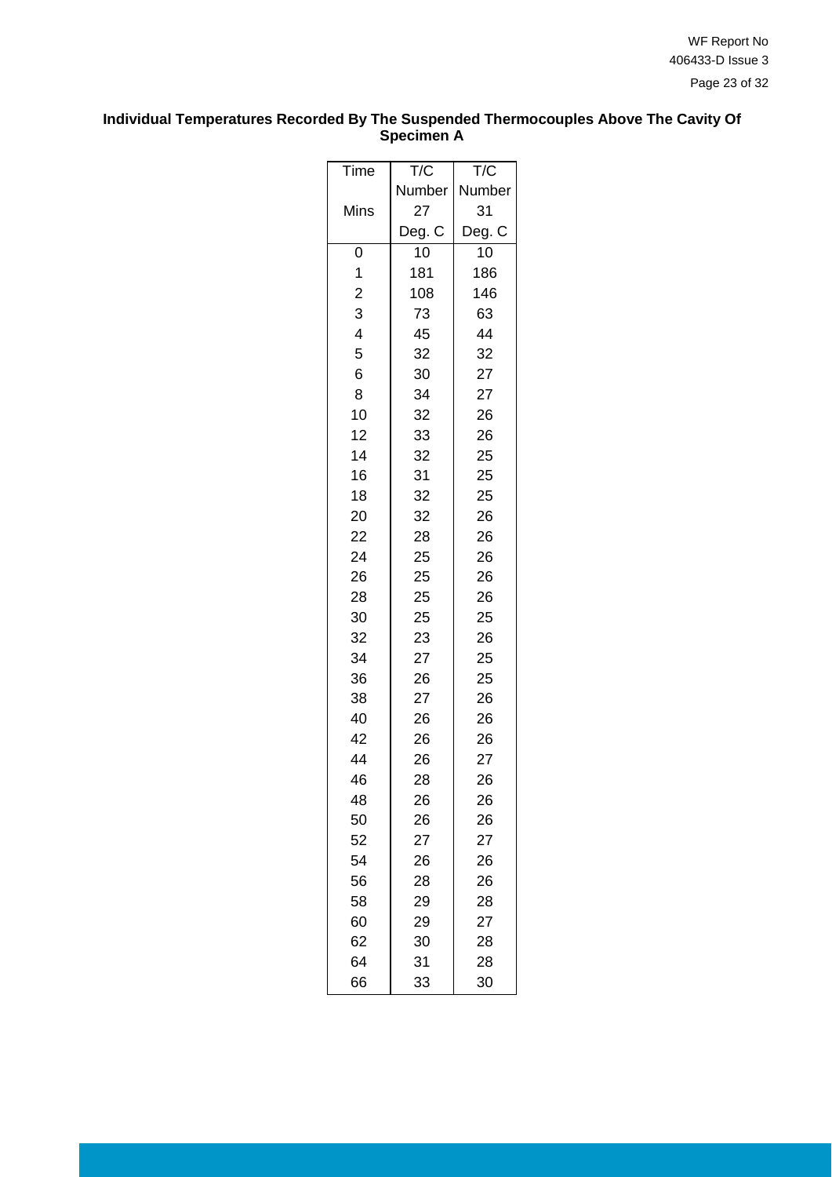**Individual Temperatures Recorded By The Suspended Thermocouples Above The Cavity Of Specimen A**

| Time | T/C Number | T/C Number |
|---|---|---|
| Mins | 27 | 31 |
| | Deg. C | Deg. C |
| 0 | 10 | 10 |
| 1 | 181 | 186 |
| 2 | 108 | 146 |
| 3 | 73 | 63 |
| 4 | 45 | 44 |
| 5 | 32 | 32 |
| 6 | 30 | 27 |
| 8 | 34 | 27 |
| 10 | 32 | 26 |
| 12 | 33 | 26 |
| 14 | 32 | 25 |
| 16 | 31 | 25 |
| 18 | 32 | 25 |
| 20 | 32 | 26 |
| 22 | 28 | 26 |
| 24 | 25 | 26 |
| 26 | 25 | 26 |
| 28 | 25 | 26 |
| 30 | 25 | 25 |
| 32 | 23 | 26 |
| 34 | 27 | 25 |
| 36 | 26 | 25 |
| 38 | 27 | 26 |
| 40 | 26 | 26 |
| 42 | 26 | 26 |
| 44 | 26 | 27 |
| 46 | 28 | 26 |
| 48 | 26 | 26 |
| 50 | 26 | 26 |
| 52 | 27 | 27 |
| 54 | 26 | 26 |
| 56 | 28 | 26 |
| 58 | 29 | 28 |
| 60 | 29 | 27 |
| 62 | 30 | 28 |
| 64 | 31 | 28 |
| 66 | 33 | 30 |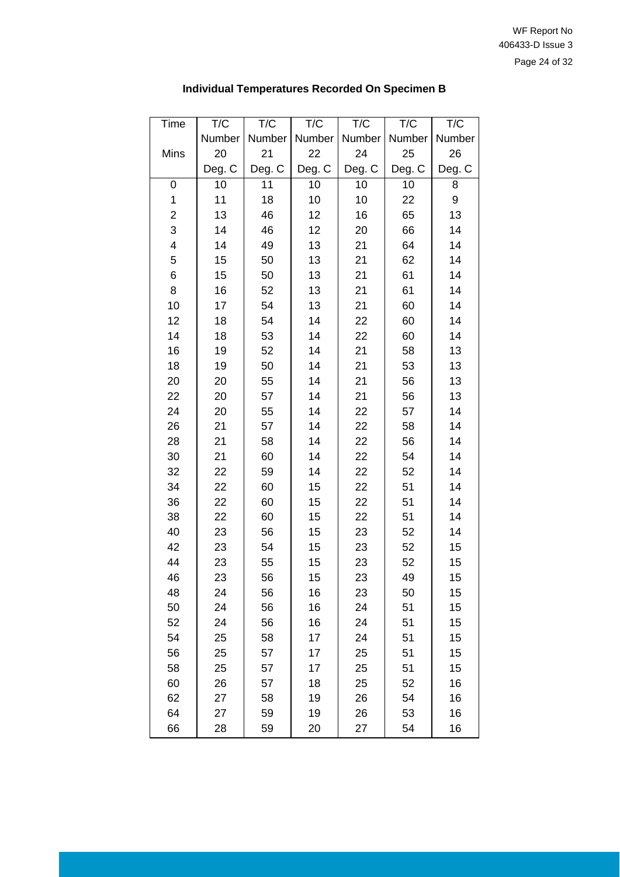## Individual Temperatures Recorded On Specimen B

| Time Mins | T/C Number 20 Deg. C | T/C Number 21 Deg. C | T/C Number 22 Deg. C | T/C Number 24 Deg. C | T/C Number 25 Deg. C | T/C Number 26 Deg. C |
|---|---|---|---|---|---|---|
| 0 | 10 | 11 | 10 | 10 | 10 | 8 |
| 1 | 11 | 18 | 10 | 10 | 22 | 9 |
| 2 | 13 | 46 | 12 | 16 | 65 | 13 |
| 3 | 14 | 46 | 12 | 20 | 66 | 14 |
| 4 | 14 | 49 | 13 | 21 | 64 | 14 |
| 5 | 15 | 50 | 13 | 21 | 62 | 14 |
| 6 | 15 | 50 | 13 | 21 | 61 | 14 |
| 8 | 16 | 52 | 13 | 21 | 61 | 14 |
| 10 | 17 | 54 | 13 | 21 | 60 | 14 |
| 12 | 18 | 54 | 14 | 22 | 60 | 14 |
| 14 | 18 | 53 | 14 | 22 | 60 | 14 |
| 16 | 19 | 52 | 14 | 21 | 58 | 13 |
| 18 | 19 | 50 | 14 | 21 | 53 | 13 |
| 20 | 20 | 55 | 14 | 21 | 56 | 13 |
| 22 | 20 | 57 | 14 | 21 | 56 | 13 |
| 24 | 20 | 55 | 14 | 22 | 57 | 14 |
| 26 | 21 | 57 | 14 | 22 | 58 | 14 |
| 28 | 21 | 58 | 14 | 22 | 56 | 14 |
| 30 | 21 | 60 | 14 | 22 | 54 | 14 |
| 32 | 22 | 59 | 14 | 22 | 52 | 14 |
| 34 | 22 | 60 | 15 | 22 | 51 | 14 |
| 36 | 22 | 60 | 15 | 22 | 51 | 14 |
| 38 | 22 | 60 | 15 | 22 | 51 | 14 |
| 40 | 23 | 56 | 15 | 23 | 52 | 14 |
| 42 | 23 | 54 | 15 | 23 | 52 | 15 |
| 44 | 23 | 55 | 15 | 23 | 52 | 15 |
| 46 | 23 | 56 | 15 | 23 | 49 | 15 |
| 48 | 24 | 56 | 16 | 23 | 50 | 15 |
| 50 | 24 | 56 | 16 | 24 | 51 | 15 |
| 52 | 24 | 56 | 16 | 24 | 51 | 15 |
| 54 | 25 | 58 | 17 | 24 | 51 | 15 |
| 56 | 25 | 57 | 17 | 25 | 51 | 15 |
| 58 | 25 | 57 | 17 | 25 | 51 | 15 |
| 60 | 26 | 57 | 18 | 25 | 52 | 16 |
| 62 | 27 | 58 | 19 | 26 | 54 | 16 |
| 64 | 27 | 59 | 19 | 26 | 53 | 16 |
| 66 | 28 | 59 | 20 | 27 | 54 | 16 |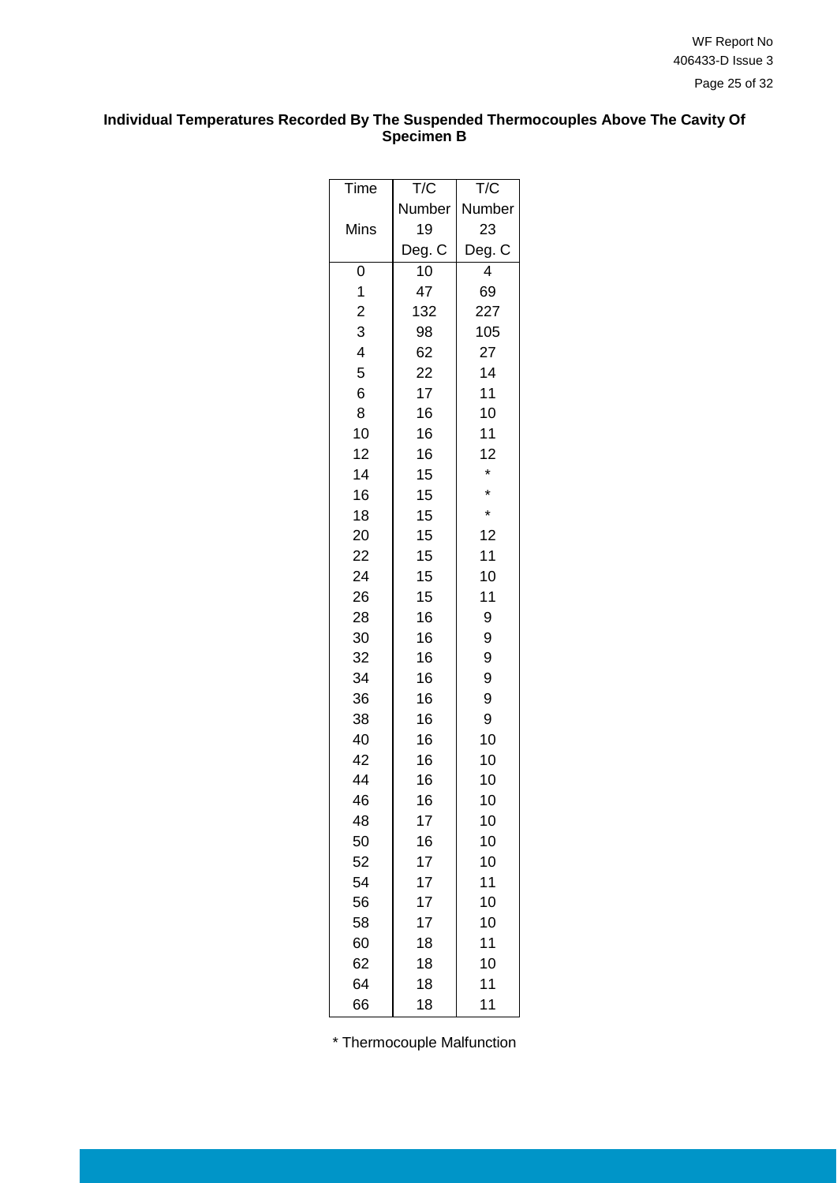**Individual Temperatures Recorded By The Suspended Thermocouples Above The Cavity Of Specimen B**

| Time<br><br>Mins | T/C<br>Number<br>19<br>Deg. C | T/C<br>Number<br>23<br>Deg. C |
|---|---|---|
| 0 | 10 | 4 |
| 1 | 47 | 69 |
| 2 | 132 | 227 |
| 3 | 98 | 105 |
| 4 | 62 | 27 |
| 5 | 22 | 14 |
| 6 | 17 | 11 |
| 8 | 16 | 10 |
| 10 | 16 | 11 |
| 12 | 16 | 12 |
| 14 | 15 | * |
| 16 | 15 | * |
| 18 | 15 | * |
| 20 | 15 | 12 |
| 22 | 15 | 11 |
| 24 | 15 | 10 |
| 26 | 15 | 11 |
| 28 | 16 | 9 |
| 30 | 16 | 9 |
| 32 | 16 | 9 |
| 34 | 16 | 9 |
| 36 | 16 | 9 |
| 38 | 16 | 9 |
| 40 | 16 | 10 |
| 42 | 16 | 10 |
| 44 | 16 | 10 |
| 46 | 16 | 10 |
| 48 | 17 | 10 |
| 50 | 16 | 10 |
| 52 | 17 | 10 |
| 54 | 17 | 11 |
| 56 | 17 | 10 |
| 58 | 17 | 10 |
| 60 | 18 | 11 |
| 62 | 18 | 10 |
| 64 | 18 | 11 |
| 66 | 18 | 11 |

* Thermocouple Malfunction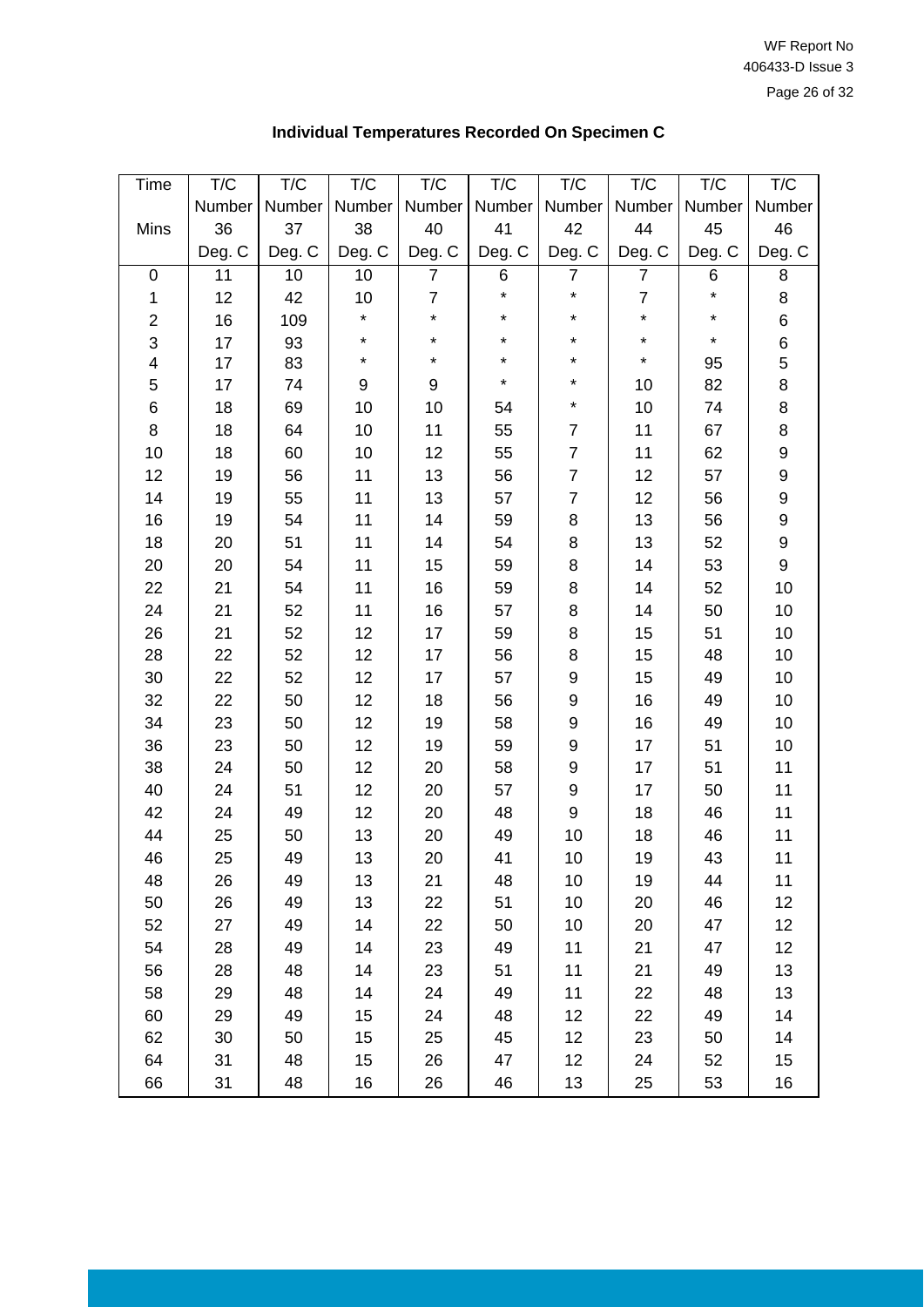**Individual Temperatures Recorded On Specimen C**

| Time Mins | T/C Number 36 Deg. C | T/C Number 37 Deg. C | T/C Number 38 Deg. C | T/C Number 40 Deg. C | T/C Number 41 Deg. C | T/C Number 42 Deg. C | T/C Number 44 Deg. C | T/C Number 45 Deg. C | T/C Number 46 Deg. C |
|---|---|---|---|---|---|---|---|---|---|
| 0 | 11 | 10 | 10 | 7 | 6 | 7 | 7 | 6 | 8 |
| 1 | 12 | 42 | 10 | 7 | * | * | 7 | * | 8 |
| 2 | 16 | 109 | * | * | * | * | * | * | 6 |
| 3 | 17 | 93 | * | * | * | * | * | * | 6 |
| 4 | 17 | 83 | * | * | * | * | * | 95 | 5 |
| 5 | 17 | 74 | 9 | 9 | * | * | 10 | 82 | 8 |
| 6 | 18 | 69 | 10 | 10 | 54 | * | 10 | 74 | 8 |
| 8 | 18 | 64 | 10 | 11 | 55 | 7 | 11 | 67 | 8 |
| 10 | 18 | 60 | 10 | 12 | 55 | 7 | 11 | 62 | 9 |
| 12 | 19 | 56 | 11 | 13 | 56 | 7 | 12 | 57 | 9 |
| 14 | 19 | 55 | 11 | 13 | 57 | 7 | 12 | 56 | 9 |
| 16 | 19 | 54 | 11 | 14 | 59 | 8 | 13 | 56 | 9 |
| 18 | 20 | 51 | 11 | 14 | 54 | 8 | 13 | 52 | 9 |
| 20 | 20 | 54 | 11 | 15 | 59 | 8 | 14 | 53 | 9 |
| 22 | 21 | 54 | 11 | 16 | 59 | 8 | 14 | 52 | 10 |
| 24 | 21 | 52 | 11 | 16 | 57 | 8 | 14 | 50 | 10 |
| 26 | 21 | 52 | 12 | 17 | 59 | 8 | 15 | 51 | 10 |
| 28 | 22 | 52 | 12 | 17 | 56 | 8 | 15 | 48 | 10 |
| 30 | 22 | 52 | 12 | 17 | 57 | 9 | 15 | 49 | 10 |
| 32 | 22 | 50 | 12 | 18 | 56 | 9 | 16 | 49 | 10 |
| 34 | 23 | 50 | 12 | 19 | 58 | 9 | 16 | 49 | 10 |
| 36 | 23 | 50 | 12 | 19 | 59 | 9 | 17 | 51 | 10 |
| 38 | 24 | 50 | 12 | 20 | 58 | 9 | 17 | 51 | 11 |
| 40 | 24 | 51 | 12 | 20 | 57 | 9 | 17 | 50 | 11 |
| 42 | 24 | 49 | 12 | 20 | 48 | 9 | 18 | 46 | 11 |
| 44 | 25 | 50 | 13 | 20 | 49 | 10 | 18 | 46 | 11 |
| 46 | 25 | 49 | 13 | 20 | 41 | 10 | 19 | 43 | 11 |
| 48 | 26 | 49 | 13 | 21 | 48 | 10 | 19 | 44 | 11 |
| 50 | 26 | 49 | 13 | 22 | 51 | 10 | 20 | 46 | 12 |
| 52 | 27 | 49 | 14 | 22 | 50 | 10 | 20 | 47 | 12 |
| 54 | 28 | 49 | 14 | 23 | 49 | 11 | 21 | 47 | 12 |
| 56 | 28 | 48 | 14 | 23 | 51 | 11 | 21 | 49 | 13 |
| 58 | 29 | 48 | 14 | 24 | 49 | 11 | 22 | 48 | 13 |
| 60 | 29 | 49 | 15 | 24 | 48 | 12 | 22 | 49 | 14 |
| 62 | 30 | 50 | 15 | 25 | 45 | 12 | 23 | 50 | 14 |
| 64 | 31 | 48 | 15 | 26 | 47 | 12 | 24 | 52 | 15 |
| 66 | 31 | 48 | 16 | 26 | 46 | 13 | 25 | 53 | 16 |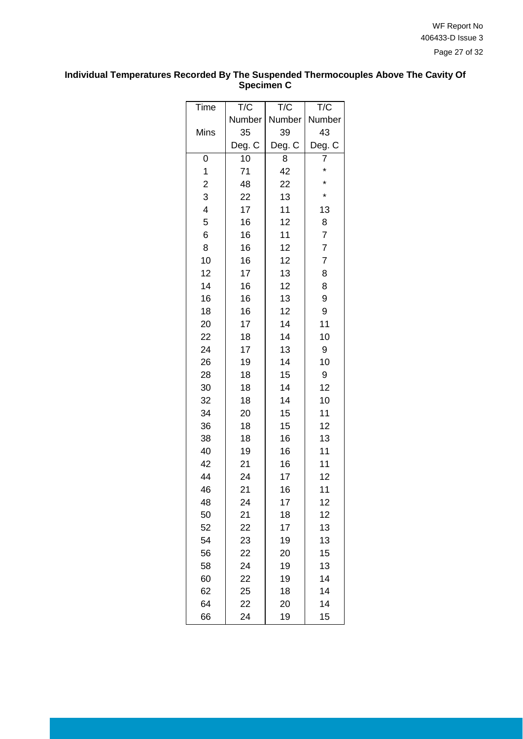**Individual Temperatures Recorded By The Suspended Thermocouples Above The Cavity Of Specimen C**

| Time | T/C | T/C | T/C |
|---|---|---|---|
| | Number | Number | Number |
| Mins | 35 | 39 | 43 |
| | Deg. C | Deg. C | Deg. C |
| 0 | 10 | 8 | 7 |
| 1 | 71 | 42 | * |
| 2 | 48 | 22 | * |
| 3 | 22 | 13 | * |
| 4 | 17 | 11 | 13 |
| 5 | 16 | 12 | 8 |
| 6 | 16 | 11 | 7 |
| 8 | 16 | 12 | 7 |
| 10 | 16 | 12 | 7 |
| 12 | 17 | 13 | 8 |
| 14 | 16 | 12 | 8 |
| 16 | 16 | 13 | 9 |
| 18 | 16 | 12 | 9 |
| 20 | 17 | 14 | 11 |
| 22 | 18 | 14 | 10 |
| 24 | 17 | 13 | 9 |
| 26 | 19 | 14 | 10 |
| 28 | 18 | 15 | 9 |
| 30 | 18 | 14 | 12 |
| 32 | 18 | 14 | 10 |
| 34 | 20 | 15 | 11 |
| 36 | 18 | 15 | 12 |
| 38 | 18 | 16 | 13 |
| 40 | 19 | 16 | 11 |
| 42 | 21 | 16 | 11 |
| 44 | 24 | 17 | 12 |
| 46 | 21 | 16 | 11 |
| 48 | 24 | 17 | 12 |
| 50 | 21 | 18 | 12 |
| 52 | 22 | 17 | 13 |
| 54 | 23 | 19 | 13 |
| 56 | 22 | 20 | 15 |
| 58 | 24 | 19 | 13 |
| 60 | 22 | 19 | 14 |
| 62 | 25 | 18 | 14 |
| 64 | 22 | 20 | 14 |
| 66 | 24 | 19 | 15 |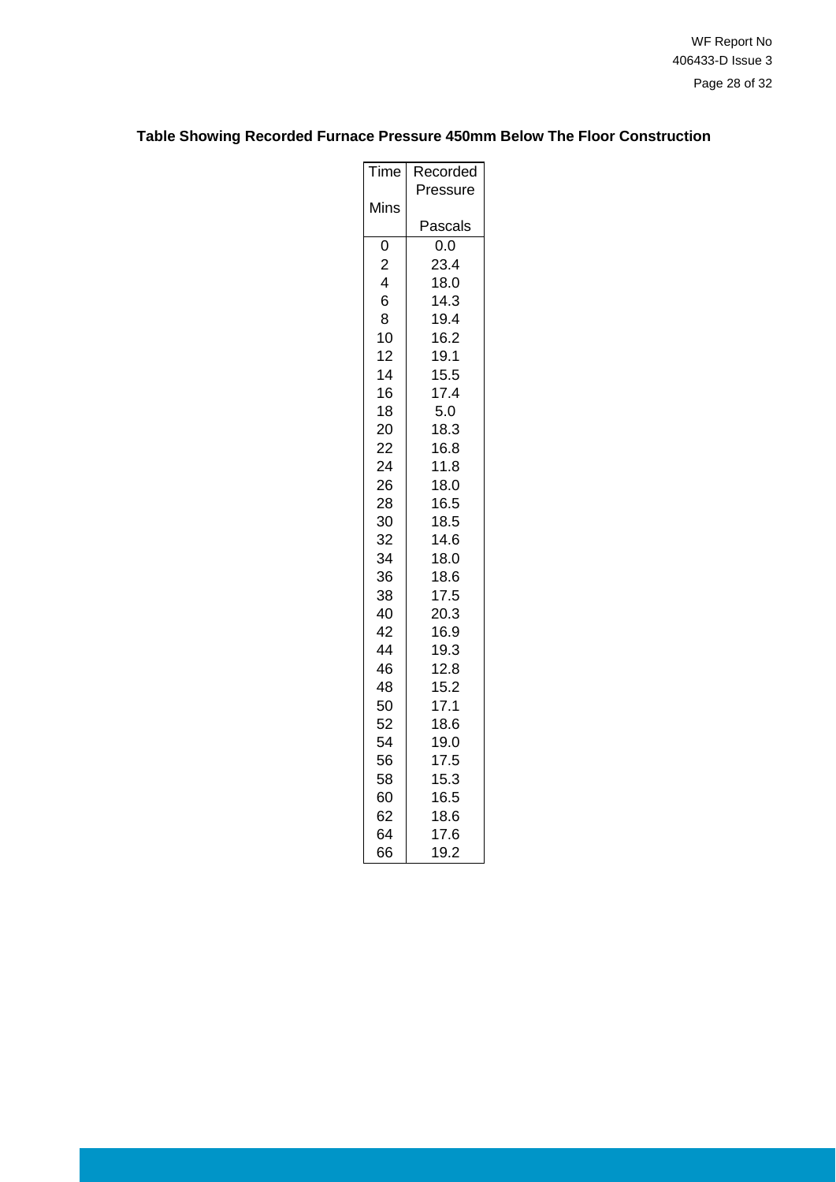**Table Showing Recorded Furnace Pressure 450mm Below The Floor Construction**

| Time<br><br>Mins | Recorded Pressure<br><br>Pascals |
|---|---|
| 0 | 0.0 |
| 2 | 23.4 |
| 4 | 18.0 |
| 6 | 14.3 |
| 8 | 19.4 |
| 10 | 16.2 |
| 12 | 19.1 |
| 14 | 15.5 |
| 16 | 17.4 |
| 18 | 5.0 |
| 20 | 18.3 |
| 22 | 16.8 |
| 24 | 11.8 |
| 26 | 18.0 |
| 28 | 16.5 |
| 30 | 18.5 |
| 32 | 14.6 |
| 34 | 18.0 |
| 36 | 18.6 |
| 38 | 17.5 |
| 40 | 20.3 |
| 42 | 16.9 |
| 44 | 19.3 |
| 46 | 12.8 |
| 48 | 15.2 |
| 50 | 17.1 |
| 52 | 18.6 |
| 54 | 19.0 |
| 56 | 17.5 |
| 58 | 15.3 |
| 60 | 16.5 |
| 62 | 18.6 |
| 64 | 17.6 |
| 66 | 19.2 |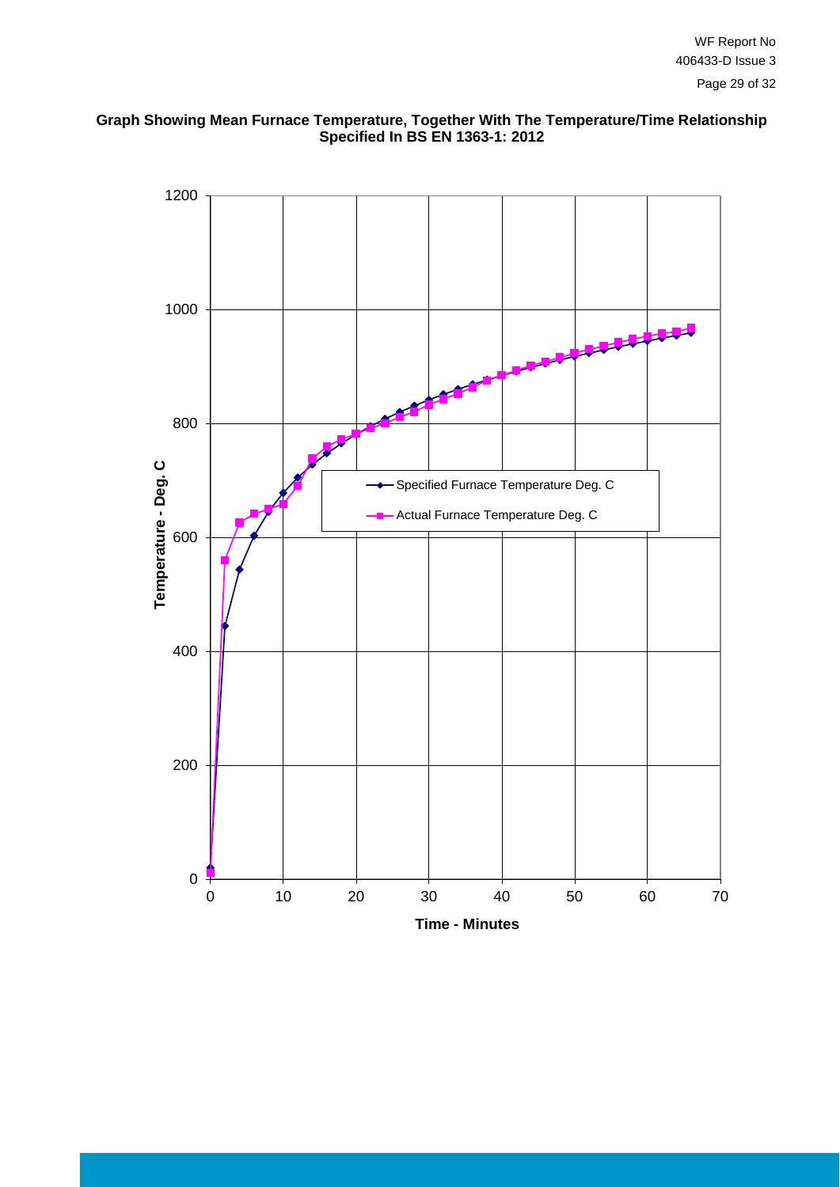**Graph Showing Mean Furnace Temperature, Together With The Temperature/Time Relationship Specified In BS EN 1363-1: 2012**

Temperature - Deg. C

1200
1000
800
600
400
200
0

0
10
20
30
40
50
60
70

Time - Minutes

Specified Furnace Temperature Deg. C

Actual Furnace Temperature Deg. C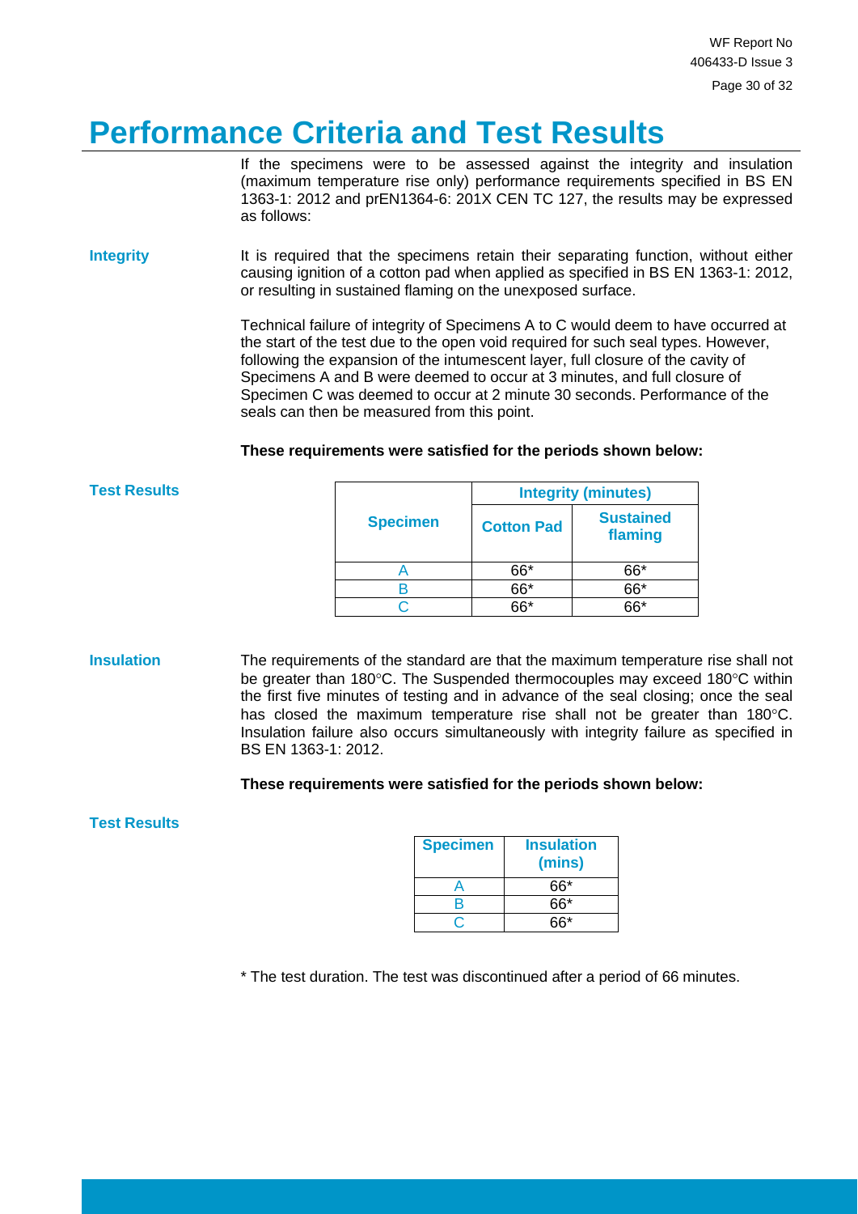# Performance Criteria and Test Results

If the specimens were to be assessed against the integrity and insulation (maximum temperature rise only) performance requirements specified in BS EN 1363-1: 2012 and prEN1364-6: 201X CEN TC 127, the results may be expressed as follows:

**Integrity**

It is required that the specimens retain their separating function, without either causing ignition of a cotton pad when applied as specified in BS EN 1363-1: 2012, or resulting in sustained flaming on the unexposed surface.

Technical failure of integrity of Specimens A to C would deem to have occurred at the start of the test due to the open void required for such seal types. However, following the expansion of the intumescent layer, full closure of the cavity of Specimens A and B were deemed to occur at 3 minutes, and full closure of Specimen C was deemed to occur at 2 minute 30 seconds. Performance of the seals can then be measured from this point.

**These requirements were satisfied for the periods shown below:**

**Test Results**

| Specimen | Integrity (minutes) | |
|---|---|---|
| | Cotton Pad | Sustained flaming |
| A | 66* | 66* |
| B | 66* | 66* |
| C | 66* | 66* |

**Insulation**

The requirements of the standard are that the maximum temperature rise shall not be greater than 180°C. The Suspended thermocouples may exceed 180°C within the first five minutes of testing and in advance of the seal closing; once the seal has closed the maximum temperature rise shall not be greater than 180°C. Insulation failure also occurs simultaneously with integrity failure as specified in BS EN 1363-1: 2012.

**These requirements were satisfied for the periods shown below:**

**Test Results**

| Specimen | Insulation (mins) |
|---|---|
| A | 66* |
| B | 66* |
| C | 66* |

* The test duration. The test was discontinued after a period of 66 minutes.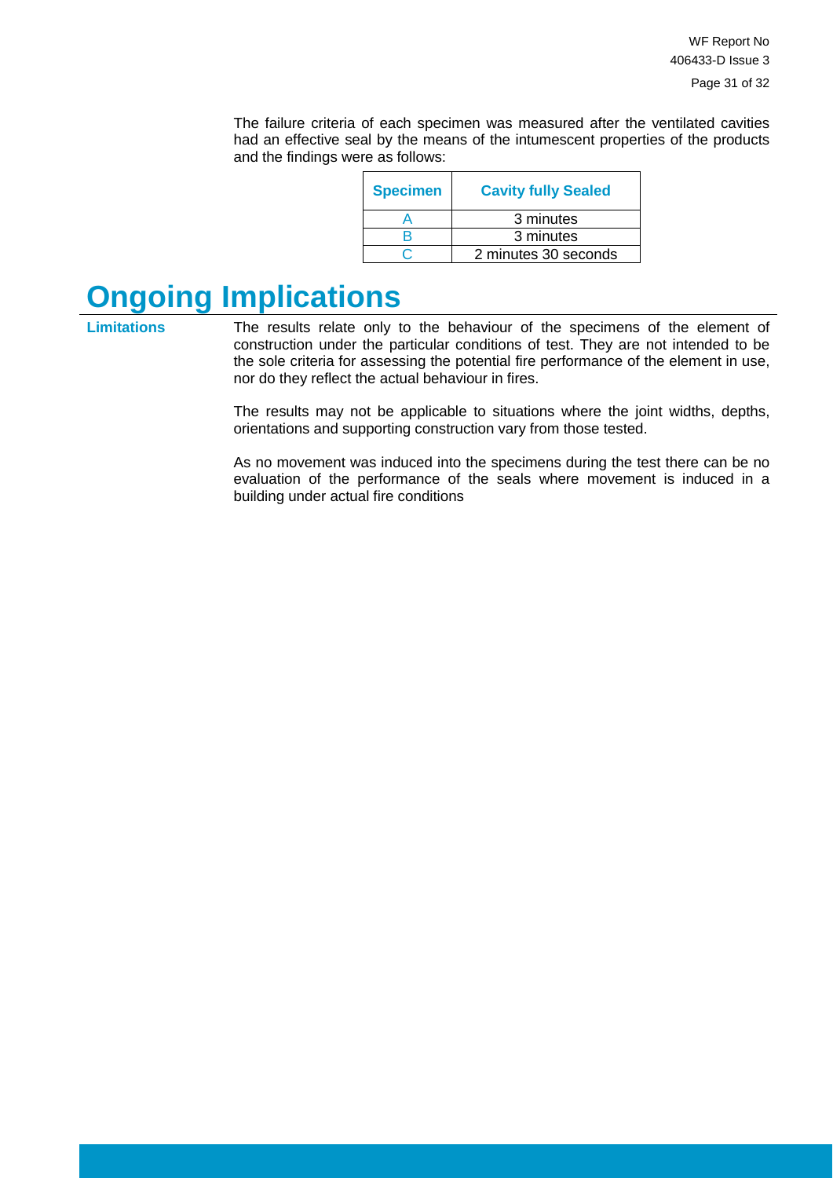The failure criteria of each specimen was measured after the ventilated cavities had an effective seal by the means of the intumescent properties of the products and the findings were as follows:

| Specimen | Cavity fully Sealed |
|---|---|
| A | 3 minutes |
| B | 3 minutes |
| C | 2 minutes 30 seconds |

# Ongoing Implications

**Limitations**

The results relate only to the behaviour of the specimens of the element of construction under the particular conditions of test. They are not intended to be the sole criteria for assessing the potential fire performance of the element in use, nor do they reflect the actual behaviour in fires.

The results may not be applicable to situations where the joint widths, depths, orientations and supporting construction vary from those tested.

As no movement was induced into the specimens during the test there can be no evaluation of the performance of the seals where movement is induced in a building under actual fire conditions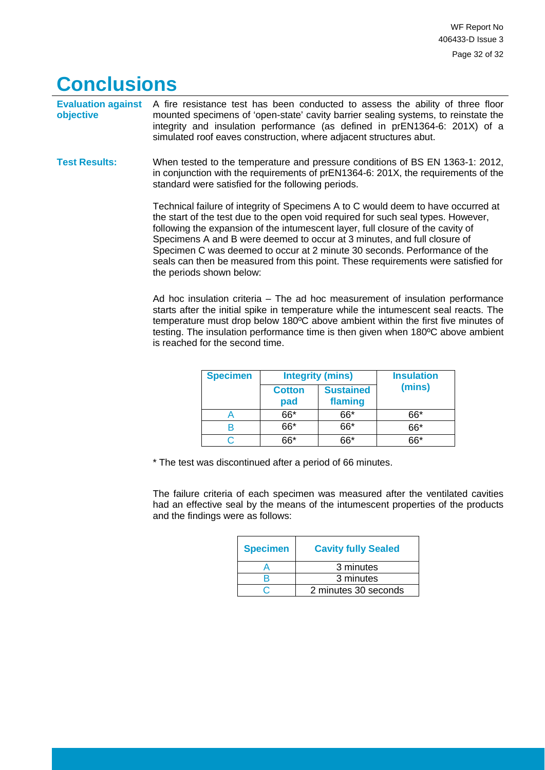# Conclusions

**Evaluation against objective**

A fire resistance test has been conducted to assess the ability of three floor mounted specimens of 'open-state' cavity barrier sealing systems, to reinstate the integrity and insulation performance (as defined in prEN1364-6: 201X) of a simulated roof eaves construction, where adjacent structures abut.

**Test Results:**

When tested to the temperature and pressure conditions of BS EN 1363-1: 2012, in conjunction with the requirements of prEN1364-6: 201X, the requirements of the standard were satisfied for the following periods.

Technical failure of integrity of Specimens A to C would deem to have occurred at the start of the test due to the open void required for such seal types. However, following the expansion of the intumescent layer, full closure of the cavity of Specimens A and B were deemed to occur at 3 minutes, and full closure of Specimen C was deemed to occur at 2 minute 30 seconds. Performance of the seals can then be measured from this point. These requirements were satisfied for the periods shown below:

Ad hoc insulation criteria – The ad hoc measurement of insulation performance starts after the initial spike in temperature while the intumescent seal reacts. The temperature must drop below 180ºC above ambient within the first five minutes of testing. The insulation performance time is then given when 180ºC above ambient is reached for the second time.

| Specimen | Integrity (mins) | | Insulation (mins) |
|---|---|---|---|
| | Cotton pad | Sustained flaming | |
| A | 66* | 66* | 66* |
| B | 66* | 66* | 66* |
| C | 66* | 66* | 66* |

* The test was discontinued after a period of 66 minutes.

The failure criteria of each specimen was measured after the ventilated cavities had an effective seal by the means of the intumescent properties of the products and the findings were as follows:

| Specimen | Cavity fully Sealed |
|---|---|
| A | 3 minutes |
| B | 3 minutes |
| C | 2 minutes 30 seconds |